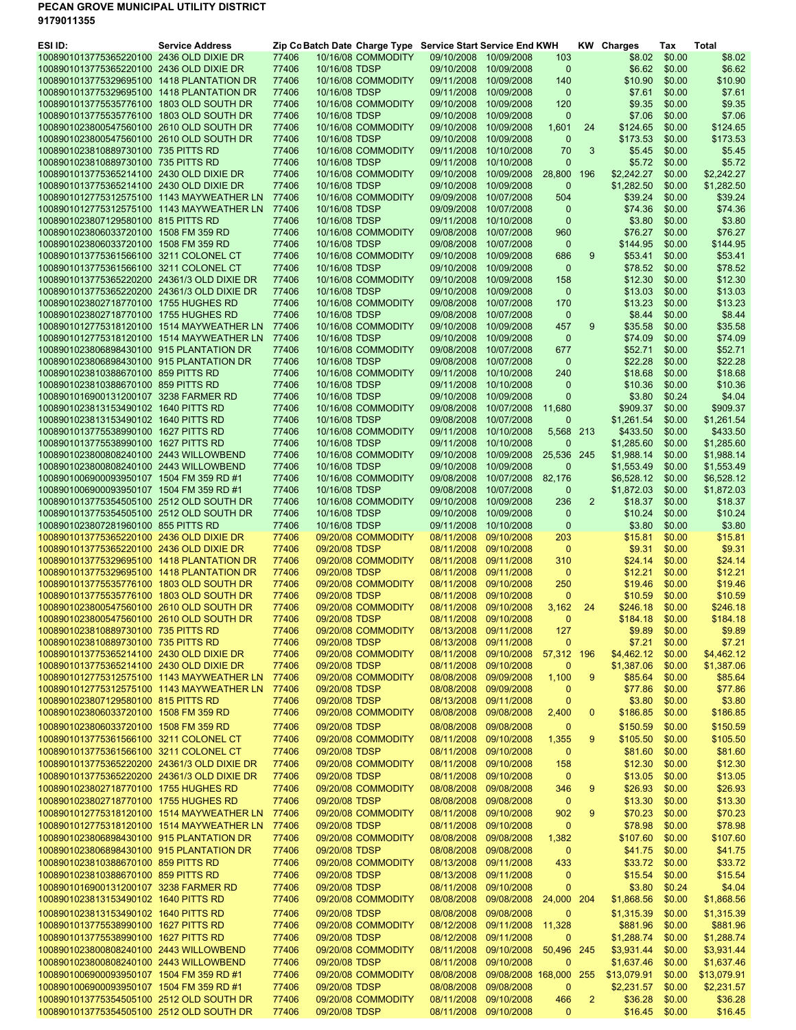**PECAN GROVE MUNICIPAL UTILITY DISTRICT**
**9179011355**

| ESI ID: | Service Address | Zip Co | Batch Date | Charge Type | Service Start | Service End | KWH | KW | Charges | Tax | Total |
|---|---|---|---|---|---|---|---|---|---|---|---|
| 1008901013775365220100 | 2436 OLD DIXIE DR | 77406 | 10/16/08 | COMMODITY | 09/10/2008 | 10/09/2008 | 103 | | $8.02 | $0.00 | $8.02 |
| 1008901013775365220100 | 2436 OLD DIXIE DR | 77406 | 10/16/08 | TDSP | 09/10/2008 | 10/09/2008 | 0 | | $6.62 | $0.00 | $6.62 |
| 1008901013775329695100 | 1418 PLANTATION DR | 77406 | 10/16/08 | COMMODITY | 09/11/2008 | 10/09/2008 | 140 | | $10.90 | $0.00 | $10.90 |
| 1008901013775329695100 | 1418 PLANTATION DR | 77406 | 10/16/08 | TDSP | 09/11/2008 | 10/09/2008 | 0 | | $7.61 | $0.00 | $7.61 |
| 1008901013775535776100 | 1803 OLD SOUTH DR | 77406 | 10/16/08 | COMMODITY | 09/10/2008 | 10/09/2008 | 120 | | $9.35 | $0.00 | $9.35 |
| 1008901013775535776100 | 1803 OLD SOUTH DR | 77406 | 10/16/08 | TDSP | 09/10/2008 | 10/09/2008 | 0 | | $7.06 | $0.00 | $7.06 |
| 1008901023800547560100 | 2610 OLD SOUTH DR | 77406 | 10/16/08 | COMMODITY | 09/10/2008 | 10/09/2008 | 1,601 | 24 | $124.65 | $0.00 | $124.65 |
| 1008901023800547560100 | 2610 OLD SOUTH DR | 77406 | 10/16/08 | TDSP | 09/10/2008 | 10/09/2008 | 0 | | $173.53 | $0.00 | $173.53 |
| 1008901023810889730100 | 735 PITTS RD | 77406 | 10/16/08 | COMMODITY | 09/11/2008 | 10/10/2008 | 70 | 3 | $5.45 | $0.00 | $5.45 |
| 1008901023810889730100 | 735 PITTS RD | 77406 | 10/16/08 | TDSP | 09/11/2008 | 10/10/2008 | 0 | | $5.72 | $0.00 | $5.72 |
| 1008901013775365214100 | 2430 OLD DIXIE DR | 77406 | 10/16/08 | COMMODITY | 09/10/2008 | 10/09/2008 | 28,800 | 196 | $2,242.27 | $0.00 | $2,242.27 |
| 1008901013775365214100 | 2430 OLD DIXIE DR | 77406 | 10/16/08 | TDSP | 09/10/2008 | 10/09/2008 | 0 | | $1,282.50 | $0.00 | $1,282.50 |
| 1008901012775312575100 | 1143 MAYWEATHER LN | 77406 | 10/16/08 | COMMODITY | 09/09/2008 | 10/07/2008 | 504 | | $39.24 | $0.00 | $39.24 |
| 1008901012775312575100 | 1143 MAYWEATHER LN | 77406 | 10/16/08 | TDSP | 09/09/2008 | 10/07/2008 | 0 | | $74.36 | $0.00 | $74.36 |
| 1008901023807129580100 | 815 PITTS RD | 77406 | 10/16/08 | TDSP | 09/11/2008 | 10/10/2008 | 0 | | $3.80 | $0.00 | $3.80 |
| 1008901023806033720100 | 1508 FM 359 RD | 77406 | 10/16/08 | COMMODITY | 09/08/2008 | 10/07/2008 | 960 | | $76.27 | $0.00 | $76.27 |
| 1008901023806033720100 | 1508 FM 359 RD | 77406 | 10/16/08 | TDSP | 09/08/2008 | 10/07/2008 | 0 | | $144.95 | $0.00 | $144.95 |
| 1008901013775361566100 | 3211 COLONEL CT | 77406 | 10/16/08 | COMMODITY | 09/10/2008 | 10/09/2008 | 686 | 9 | $53.41 | $0.00 | $53.41 |
| 1008901013775361566100 | 3211 COLONEL CT | 77406 | 10/16/08 | TDSP | 09/10/2008 | 10/09/2008 | 0 | | $78.52 | $0.00 | $78.52 |
| 1008901013775365220200 | 24361/3 OLD DIXIE DR | 77406 | 10/16/08 | COMMODITY | 09/10/2008 | 10/09/2008 | 158 | | $12.30 | $0.00 | $12.30 |
| 1008901013775365220200 | 24361/3 OLD DIXIE DR | 77406 | 10/16/08 | TDSP | 09/10/2008 | 10/09/2008 | 0 | | $13.03 | $0.00 | $13.03 |
| 1008901023802718770100 | 1755 HUGHES RD | 77406 | 10/16/08 | COMMODITY | 09/08/2008 | 10/07/2008 | 170 | | $13.23 | $0.00 | $13.23 |
| 1008901023802718770100 | 1755 HUGHES RD | 77406 | 10/16/08 | TDSP | 09/08/2008 | 10/07/2008 | 0 | | $8.44 | $0.00 | $8.44 |
| 1008901012775318120100 | 1514 MAYWEATHER LN | 77406 | 10/16/08 | COMMODITY | 09/10/2008 | 10/09/2008 | 457 | 9 | $35.58 | $0.00 | $35.58 |
| 1008901012775318120100 | 1514 MAYWEATHER LN | 77406 | 10/16/08 | TDSP | 09/10/2008 | 10/09/2008 | 0 | | $74.09 | $0.00 | $74.09 |
| 1008901023806898430100 | 915 PLANTATION DR | 77406 | 10/16/08 | COMMODITY | 09/08/2008 | 10/07/2008 | 677 | | $52.71 | $0.00 | $52.71 |
| 1008901023806898430100 | 915 PLANTATION DR | 77406 | 10/16/08 | TDSP | 09/08/2008 | 10/07/2008 | 0 | | $22.28 | $0.00 | $22.28 |
| 1008901023810388670100 | 859 PITTS RD | 77406 | 10/16/08 | COMMODITY | 09/11/2008 | 10/10/2008 | 240 | | $18.68 | $0.00 | $18.68 |
| 1008901023810388670100 | 859 PITTS RD | 77406 | 10/16/08 | TDSP | 09/11/2008 | 10/10/2008 | 0 | | $10.36 | $0.00 | $10.36 |
| 1008901016900131200107 | 3238 FARMER RD | 77406 | 10/16/08 | TDSP | 09/10/2008 | 10/09/2008 | 0 | | $3.80 | $0.24 | $4.04 |
| 1008901023813153490102 | 1640 PITTS RD | 77406 | 10/16/08 | COMMODITY | 09/08/2008 | 10/07/2008 | 11,680 | | $909.37 | $0.00 | $909.37 |
| 1008901023813153490102 | 1640 PITTS RD | 77406 | 10/16/08 | TDSP | 09/08/2008 | 10/07/2008 | 0 | | $1,261.54 | $0.00 | $1,261.54 |
| 1008901013775538990100 | 1627 PITTS RD | 77406 | 10/16/08 | COMMODITY | 09/11/2008 | 10/10/2008 | 5,568 | 213 | $433.50 | $0.00 | $433.50 |
| 1008901013775538990100 | 1627 PITTS RD | 77406 | 10/16/08 | TDSP | 09/11/2008 | 10/10/2008 | 0 | | $1,285.60 | $0.00 | $1,285.60 |
| 1008901023800808240100 | 2443 WILLOWBEND | 77406 | 10/16/08 | COMMODITY | 09/10/2008 | 10/09/2008 | 25,536 | 245 | $1,988.14 | $0.00 | $1,988.14 |
| 1008901023800808240100 | 2443 WILLOWBEND | 77406 | 10/16/08 | TDSP | 09/10/2008 | 10/09/2008 | 0 | | $1,553.49 | $0.00 | $1,553.49 |
| 1008901006900093950107 | 1504 FM 359 RD #1 | 77406 | 10/16/08 | COMMODITY | 09/08/2008 | 10/07/2008 | 82,176 | | $6,528.12 | $0.00 | $6,528.12 |
| 1008901006900093950107 | 1504 FM 359 RD #1 | 77406 | 10/16/08 | TDSP | 09/08/2008 | 10/07/2008 | 0 | | $1,872.03 | $0.00 | $1,872.03 |
| 1008901013775354505100 | 2512 OLD SOUTH DR | 77406 | 10/16/08 | COMMODITY | 09/10/2008 | 10/09/2008 | 236 | 2 | $18.37 | $0.00 | $18.37 |
| 1008901013775354505100 | 2512 OLD SOUTH DR | 77406 | 10/16/08 | TDSP | 09/10/2008 | 10/09/2008 | 0 | | $10.24 | $0.00 | $10.24 |
| 1008901023807281960100 | 855 PITTS RD | 77406 | 10/16/08 | TDSP | 09/11/2008 | 10/10/2008 | 0 | | $3.80 | $0.00 | $3.80 |
| 1008901013775365220100 | 2436 OLD DIXIE DR | 77406 | 09/20/08 | COMMODITY | 08/11/2008 | 09/10/2008 | 203 | | $15.81 | $0.00 | $15.81 |
| 1008901013775365220100 | 2436 OLD DIXIE DR | 77406 | 09/20/08 | TDSP | 08/11/2008 | 09/10/2008 | 0 | | $9.31 | $0.00 | $9.31 |
| 1008901013775329695100 | 1418 PLANTATION DR | 77406 | 09/20/08 | COMMODITY | 08/11/2008 | 09/11/2008 | 310 | | $24.14 | $0.00 | $24.14 |
| 1008901013775329695100 | 1418 PLANTATION DR | 77406 | 09/20/08 | TDSP | 08/11/2008 | 09/11/2008 | 0 | | $12.21 | $0.00 | $12.21 |
| 1008901013775535776100 | 1803 OLD SOUTH DR | 77406 | 09/20/08 | COMMODITY | 08/11/2008 | 09/10/2008 | 250 | | $19.46 | $0.00 | $19.46 |
| 1008901013775535776100 | 1803 OLD SOUTH DR | 77406 | 09/20/08 | TDSP | 08/11/2008 | 09/10/2008 | 0 | | $10.59 | $0.00 | $10.59 |
| 1008901023800547560100 | 2610 OLD SOUTH DR | 77406 | 09/20/08 | COMMODITY | 08/11/2008 | 09/10/2008 | 3,162 | 24 | $246.18 | $0.00 | $246.18 |
| 1008901023800547560100 | 2610 OLD SOUTH DR | 77406 | 09/20/08 | TDSP | 08/11/2008 | 09/10/2008 | 0 | | $184.18 | $0.00 | $184.18 |
| 1008901023810889730100 | 735 PITTS RD | 77406 | 09/20/08 | COMMODITY | 08/13/2008 | 09/11/2008 | 127 | | $9.89 | $0.00 | $9.89 |
| 1008901023810889730100 | 735 PITTS RD | 77406 | 09/20/08 | TDSP | 08/13/2008 | 09/11/2008 | 0 | | $7.21 | $0.00 | $7.21 |
| 1008901013775365214100 | 2430 OLD DIXIE DR | 77406 | 09/20/08 | COMMODITY | 08/11/2008 | 09/10/2008 | 57,312 | 196 | $4,462.12 | $0.00 | $4,462.12 |
| 1008901013775365214100 | 2430 OLD DIXIE DR | 77406 | 09/20/08 | TDSP | 08/11/2008 | 09/10/2008 | 0 | | $1,387.06 | $0.00 | $1,387.06 |
| 1008901012775312575100 | 1143 MAYWEATHER LN | 77406 | 09/20/08 | COMMODITY | 08/08/2008 | 09/09/2008 | 1,100 | 9 | $85.64 | $0.00 | $85.64 |
| 1008901012775312575100 | 1143 MAYWEATHER LN | 77406 | 09/20/08 | TDSP | 08/08/2008 | 09/09/2008 | 0 | | $77.86 | $0.00 | $77.86 |
| 1008901023807129580100 | 815 PITTS RD | 77406 | 09/20/08 | TDSP | 08/13/2008 | 09/11/2008 | 0 | | $3.80 | $0.00 | $3.80 |
| 1008901023806033720100 | 1508 FM 359 RD | 77406 | 09/20/08 | COMMODITY | 08/08/2008 | 09/08/2008 | 2,400 | 0 | $186.85 | $0.00 | $186.85 |
| 1008901023806033720100 | 1508 FM 359 RD | 77406 | 09/20/08 | TDSP | 08/08/2008 | 09/08/2008 | 0 | | $150.59 | $0.00 | $150.59 |
| 1008901013775361566100 | 3211 COLONEL CT | 77406 | 09/20/08 | COMMODITY | 08/11/2008 | 09/10/2008 | 1,355 | 9 | $105.50 | $0.00 | $105.50 |
| 1008901013775361566100 | 3211 COLONEL CT | 77406 | 09/20/08 | TDSP | 08/11/2008 | 09/10/2008 | 0 | | $81.60 | $0.00 | $81.60 |
| 1008901013775365220200 | 24361/3 OLD DIXIE DR | 77406 | 09/20/08 | COMMODITY | 08/11/2008 | 09/10/2008 | 158 | | $12.30 | $0.00 | $12.30 |
| 1008901013775365220200 | 24361/3 OLD DIXIE DR | 77406 | 09/20/08 | TDSP | 08/11/2008 | 09/10/2008 | 0 | | $13.05 | $0.00 | $13.05 |
| 1008901023802718770100 | 1755 HUGHES RD | 77406 | 09/20/08 | COMMODITY | 08/08/2008 | 09/08/2008 | 346 | 9 | $26.93 | $0.00 | $26.93 |
| 1008901023802718770100 | 1755 HUGHES RD | 77406 | 09/20/08 | TDSP | 08/08/2008 | 09/08/2008 | 0 | | $13.30 | $0.00 | $13.30 |
| 1008901012775318120100 | 1514 MAYWEATHER LN | 77406 | 09/20/08 | COMMODITY | 08/11/2008 | 09/10/2008 | 902 | 9 | $70.23 | $0.00 | $70.23 |
| 1008901012775318120100 | 1514 MAYWEATHER LN | 77406 | 09/20/08 | TDSP | 08/11/2008 | 09/10/2008 | 0 | | $78.98 | $0.00 | $78.98 |
| 1008901023806898430100 | 915 PLANTATION DR | 77406 | 09/20/08 | COMMODITY | 08/08/2008 | 09/08/2008 | 1,382 | | $107.60 | $0.00 | $107.60 |
| 1008901023806898430100 | 915 PLANTATION DR | 77406 | 09/20/08 | TDSP | 08/08/2008 | 09/08/2008 | 0 | | $41.75 | $0.00 | $41.75 |
| 1008901023810388670100 | 859 PITTS RD | 77406 | 09/20/08 | COMMODITY | 08/13/2008 | 09/11/2008 | 433 | | $33.72 | $0.00 | $33.72 |
| 1008901023810388670100 | 859 PITTS RD | 77406 | 09/20/08 | TDSP | 08/13/2008 | 09/11/2008 | 0 | | $15.54 | $0.00 | $15.54 |
| 1008901016900131200107 | 3238 FARMER RD | 77406 | 09/20/08 | TDSP | 08/11/2008 | 09/10/2008 | 0 | | $3.80 | $0.24 | $4.04 |
| 1008901023813153490102 | 1640 PITTS RD | 77406 | 09/20/08 | COMMODITY | 08/08/2008 | 09/08/2008 | 24,000 | 204 | $1,868.56 | $0.00 | $1,868.56 |
| 1008901023813153490102 | 1640 PITTS RD | 77406 | 09/20/08 | TDSP | 08/08/2008 | 09/08/2008 | 0 | | $1,315.39 | $0.00 | $1,315.39 |
| 1008901013775538990100 | 1627 PITTS RD | 77406 | 09/20/08 | COMMODITY | 08/12/2008 | 09/11/2008 | 11,328 | | $881.96 | $0.00 | $881.96 |
| 1008901013775538990100 | 1627 PITTS RD | 77406 | 09/20/08 | TDSP | 08/12/2008 | 09/11/2008 | 0 | | $1,288.74 | $0.00 | $1,288.74 |
| 1008901023800808240100 | 2443 WILLOWBEND | 77406 | 09/20/08 | COMMODITY | 08/11/2008 | 09/10/2008 | 50,496 | 245 | $3,931.44 | $0.00 | $3,931.44 |
| 1008901023800808240100 | 2443 WILLOWBEND | 77406 | 09/20/08 | TDSP | 08/11/2008 | 09/10/2008 | 0 | | $1,637.46 | $0.00 | $1,637.46 |
| 1008901006900093950107 | 1504 FM 359 RD #1 | 77406 | 09/20/08 | COMMODITY | 08/08/2008 | 09/08/2008 | 168,000 | 255 | $13,079.91 | $0.00 | $13,079.91 |
| 1008901006900093950107 | 1504 FM 359 RD #1 | 77406 | 09/20/08 | TDSP | 08/08/2008 | 09/08/2008 | 0 | | $2,231.57 | $0.00 | $2,231.57 |
| 1008901013775354505100 | 2512 OLD SOUTH DR | 77406 | 09/20/08 | COMMODITY | 08/11/2008 | 09/10/2008 | 466 | 2 | $36.28 | $0.00 | $36.28 |
| 1008901013775354505100 | 2512 OLD SOUTH DR | 77406 | 09/20/08 | TDSP | 08/11/2008 | 09/10/2008 | 0 | | $16.45 | $0.00 | $16.45 |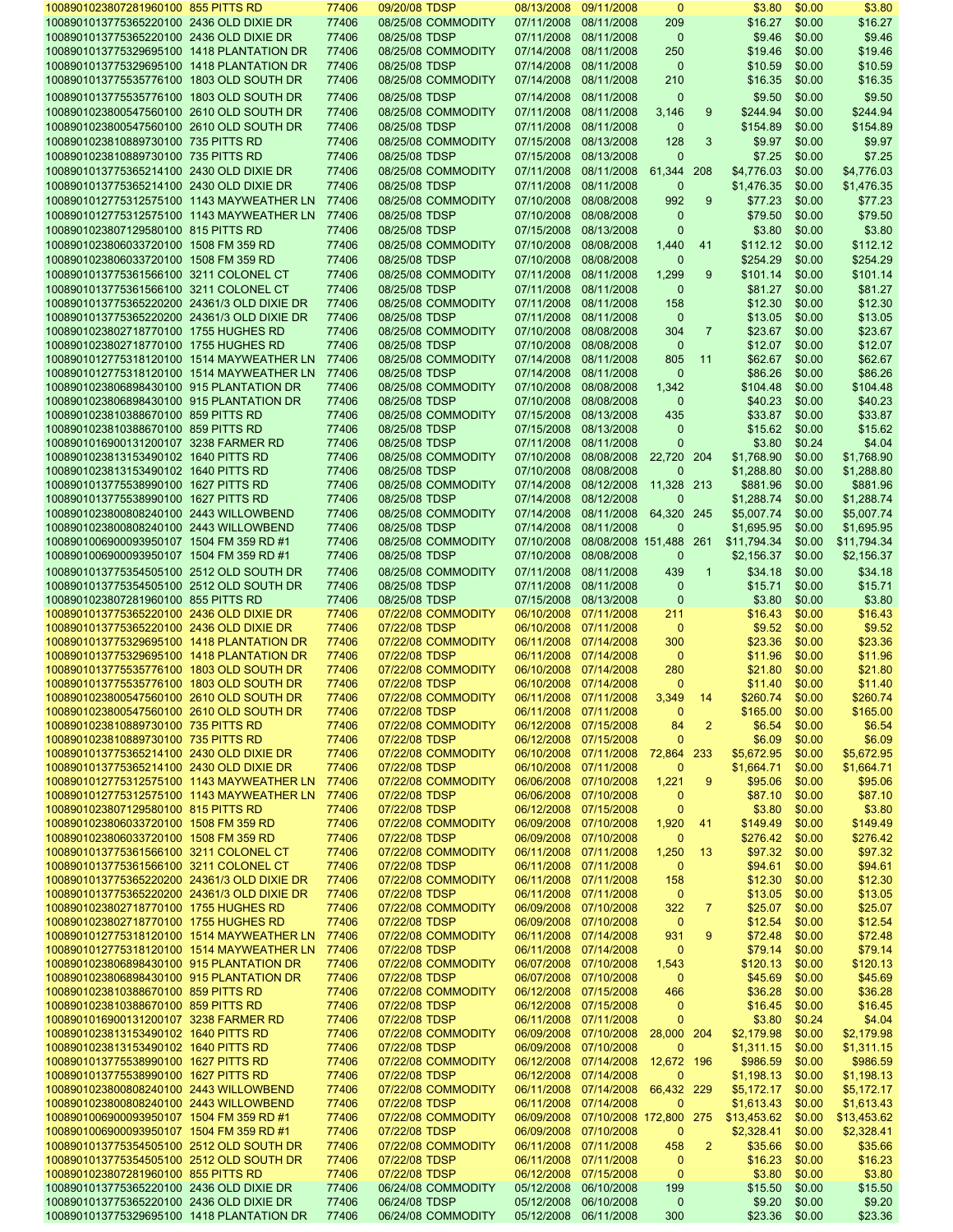| | | | | | | | | | | |
|---|---|---|---|---|---|---|---|---|---|---|
| 1008901023807281960100 | 855 PITTS RD | 77406 | 09/20/08 TDSP | 08/13/2008 | 09/11/2008 | 0 | | $3.80 | $0.00 | $3.80 |
| 1008901013775365220100 | 2436 OLD DIXIE DR | 77406 | 08/25/08 COMMODITY | 07/11/2008 | 08/11/2008 | 209 | | $16.27 | $0.00 | $16.27 |
| 1008901013775365220100 | 2436 OLD DIXIE DR | 77406 | 08/25/08 TDSP | 07/11/2008 | 08/11/2008 | 0 | | $9.46 | $0.00 | $9.46 |
| 1008901013775329695100 | 1418 PLANTATION DR | 77406 | 08/25/08 COMMODITY | 07/14/2008 | 08/11/2008 | 250 | | $19.46 | $0.00 | $19.46 |
| 1008901013775329695100 | 1418 PLANTATION DR | 77406 | 08/25/08 TDSP | 07/14/2008 | 08/11/2008 | 0 | | $10.59 | $0.00 | $10.59 |
| 1008901013775535776100 | 1803 OLD SOUTH DR | 77406 | 08/25/08 COMMODITY | 07/14/2008 | 08/11/2008 | 210 | | $16.35 | $0.00 | $16.35 |
| 1008901013775535776100 | 1803 OLD SOUTH DR | 77406 | 08/25/08 TDSP | 07/14/2008 | 08/11/2008 | 0 | | $9.50 | $0.00 | $9.50 |
| 1008901023800547560100 | 2610 OLD SOUTH DR | 77406 | 08/25/08 COMMODITY | 07/11/2008 | 08/11/2008 | 3,146 | 9 | $244.94 | $0.00 | $244.94 |
| 1008901023800547560100 | 2610 OLD SOUTH DR | 77406 | 08/25/08 TDSP | 07/11/2008 | 08/11/2008 | 0 | | $154.89 | $0.00 | $154.89 |
| 1008901023810889730100 | 735 PITTS RD | 77406 | 08/25/08 COMMODITY | 07/15/2008 | 08/13/2008 | 128 | 3 | $9.97 | $0.00 | $9.97 |
| 1008901023810889730100 | 735 PITTS RD | 77406 | 08/25/08 TDSP | 07/15/2008 | 08/13/2008 | 0 | | $7.25 | $0.00 | $7.25 |
| 1008901013775365214100 | 2430 OLD DIXIE DR | 77406 | 08/25/08 COMMODITY | 07/11/2008 | 08/11/2008 | 61,344 | 208 | $4,776.03 | $0.00 | $4,776.03 |
| 1008901013775365214100 | 2430 OLD DIXIE DR | 77406 | 08/25/08 TDSP | 07/11/2008 | 08/11/2008 | 0 | | $1,476.35 | $0.00 | $1,476.35 |
| 1008901012775312575100 | 1143 MAYWEATHER LN | 77406 | 08/25/08 COMMODITY | 07/10/2008 | 08/08/2008 | 992 | 9 | $77.23 | $0.00 | $77.23 |
| 1008901012775312575100 | 1143 MAYWEATHER LN | 77406 | 08/25/08 TDSP | 07/10/2008 | 08/08/2008 | 0 | | $79.50 | $0.00 | $79.50 |
| 1008901023807129580100 | 815 PITTS RD | 77406 | 08/25/08 TDSP | 07/15/2008 | 08/13/2008 | 0 | | $3.80 | $0.00 | $3.80 |
| 1008901023806033720100 | 1508 FM 359 RD | 77406 | 08/25/08 COMMODITY | 07/10/2008 | 08/08/2008 | 1,440 | 41 | $112.12 | $0.00 | $112.12 |
| 1008901023806033720100 | 1508 FM 359 RD | 77406 | 08/25/08 TDSP | 07/10/2008 | 08/08/2008 | 0 | | $254.29 | $0.00 | $254.29 |
| 1008901013775361566100 | 3211 COLONEL CT | 77406 | 08/25/08 COMMODITY | 07/11/2008 | 08/11/2008 | 1,299 | 9 | $101.14 | $0.00 | $101.14 |
| 1008901013775361566100 | 3211 COLONEL CT | 77406 | 08/25/08 TDSP | 07/11/2008 | 08/11/2008 | 0 | | $81.27 | $0.00 | $81.27 |
| 1008901013775365220200 | 24361/3 OLD DIXIE DR | 77406 | 08/25/08 COMMODITY | 07/11/2008 | 08/11/2008 | 158 | | $12.30 | $0.00 | $12.30 |
| 1008901013775365220200 | 24361/3 OLD DIXIE DR | 77406 | 08/25/08 TDSP | 07/11/2008 | 08/11/2008 | 0 | | $13.05 | $0.00 | $13.05 |
| 1008901023802718770100 | 1755 HUGHES RD | 77406 | 08/25/08 COMMODITY | 07/10/2008 | 08/08/2008 | 304 | 7 | $23.67 | $0.00 | $23.67 |
| 1008901023802718770100 | 1755 HUGHES RD | 77406 | 08/25/08 TDSP | 07/10/2008 | 08/08/2008 | 0 | | $12.07 | $0.00 | $12.07 |
| 1008901012775318120100 | 1514 MAYWEATHER LN | 77406 | 08/25/08 COMMODITY | 07/14/2008 | 08/11/2008 | 805 | 11 | $62.67 | $0.00 | $62.67 |
| 1008901012775318120100 | 1514 MAYWEATHER LN | 77406 | 08/25/08 TDSP | 07/14/2008 | 08/11/2008 | 0 | | $86.26 | $0.00 | $86.26 |
| 1008901023806898430100 | 915 PLANTATION DR | 77406 | 08/25/08 COMMODITY | 07/10/2008 | 08/08/2008 | 1,342 | | $104.48 | $0.00 | $104.48 |
| 1008901023806898430100 | 915 PLANTATION DR | 77406 | 08/25/08 TDSP | 07/10/2008 | 08/08/2008 | 0 | | $40.23 | $0.00 | $40.23 |
| 1008901023810388670100 | 859 PITTS RD | 77406 | 08/25/08 COMMODITY | 07/15/2008 | 08/13/2008 | 435 | | $33.87 | $0.00 | $33.87 |
| 1008901023810388670100 | 859 PITTS RD | 77406 | 08/25/08 TDSP | 07/15/2008 | 08/13/2008 | 0 | | $15.62 | $0.00 | $15.62 |
| 1008901016900131200107 | 3238 FARMER RD | 77406 | 08/25/08 TDSP | 07/11/2008 | 08/11/2008 | 0 | | $3.80 | $0.24 | $4.04 |
| 1008901023813153490102 | 1640 PITTS RD | 77406 | 08/25/08 COMMODITY | 07/10/2008 | 08/08/2008 | 22,720 | 204 | $1,768.90 | $0.00 | $1,768.90 |
| 1008901023813153490102 | 1640 PITTS RD | 77406 | 08/25/08 TDSP | 07/10/2008 | 08/08/2008 | 0 | | $1,288.80 | $0.00 | $1,288.80 |
| 1008901013775538990100 | 1627 PITTS RD | 77406 | 08/25/08 COMMODITY | 07/14/2008 | 08/12/2008 | 11,328 | 213 | $881.96 | $0.00 | $881.96 |
| 1008901013775538990100 | 1627 PITTS RD | 77406 | 08/25/08 TDSP | 07/14/2008 | 08/12/2008 | 0 | | $1,288.74 | $0.00 | $1,288.74 |
| 1008901023800808240100 | 2443 WILLOWBEND | 77406 | 08/25/08 COMMODITY | 07/14/2008 | 08/11/2008 | 64,320 | 245 | $5,007.74 | $0.00 | $5,007.74 |
| 1008901023800808240100 | 2443 WILLOWBEND | 77406 | 08/25/08 TDSP | 07/14/2008 | 08/11/2008 | 0 | | $1,695.95 | $0.00 | $1,695.95 |
| 1008901006900093950107 | 1504 FM 359 RD #1 | 77406 | 08/25/08 COMMODITY | 07/10/2008 | 08/08/2008 | 151,488 | 261 | $11,794.34 | $0.00 | $11,794.34 |
| 1008901006900093950107 | 1504 FM 359 RD #1 | 77406 | 08/25/08 TDSP | 07/10/2008 | 08/08/2008 | 0 | | $2,156.37 | $0.00 | $2,156.37 |
| 1008901013775354505100 | 2512 OLD SOUTH DR | 77406 | 08/25/08 COMMODITY | 07/11/2008 | 08/11/2008 | 439 | 1 | $34.18 | $0.00 | $34.18 |
| 1008901013775354505100 | 2512 OLD SOUTH DR | 77406 | 08/25/08 TDSP | 07/11/2008 | 08/11/2008 | 0 | | $15.71 | $0.00 | $15.71 |
| 1008901023807281960100 | 855 PITTS RD | 77406 | 08/25/08 TDSP | 07/15/2008 | 08/13/2008 | 0 | | $3.80 | $0.00 | $3.80 |
| 1008901013775365220100 | 2436 OLD DIXIE DR | 77406 | 07/22/08 COMMODITY | 06/10/2008 | 07/11/2008 | 211 | | $16.43 | $0.00 | $16.43 |
| 1008901013775365220100 | 2436 OLD DIXIE DR | 77406 | 07/22/08 TDSP | 06/10/2008 | 07/11/2008 | 0 | | $9.52 | $0.00 | $9.52 |
| 1008901013775329695100 | 1418 PLANTATION DR | 77406 | 07/22/08 COMMODITY | 06/11/2008 | 07/14/2008 | 300 | | $23.36 | $0.00 | $23.36 |
| 1008901013775329695100 | 1418 PLANTATION DR | 77406 | 07/22/08 TDSP | 06/11/2008 | 07/14/2008 | 0 | | $11.96 | $0.00 | $11.96 |
| 1008901013775535776100 | 1803 OLD SOUTH DR | 77406 | 07/22/08 COMMODITY | 06/10/2008 | 07/14/2008 | 280 | | $21.80 | $0.00 | $21.80 |
| 1008901013775535776100 | 1803 OLD SOUTH DR | 77406 | 07/22/08 TDSP | 06/10/2008 | 07/14/2008 | 0 | | $11.40 | $0.00 | $11.40 |
| 1008901023800547560100 | 2610 OLD SOUTH DR | 77406 | 07/22/08 COMMODITY | 06/11/2008 | 07/11/2008 | 3,349 | 14 | $260.74 | $0.00 | $260.74 |
| 1008901023800547560100 | 2610 OLD SOUTH DR | 77406 | 07/22/08 TDSP | 06/11/2008 | 07/11/2008 | 0 | | $165.00 | $0.00 | $165.00 |
| 1008901023810889730100 | 735 PITTS RD | 77406 | 07/22/08 COMMODITY | 06/12/2008 | 07/15/2008 | 84 | 2 | $6.54 | $0.00 | $6.54 |
| 1008901023810889730100 | 735 PITTS RD | 77406 | 07/22/08 TDSP | 06/12/2008 | 07/15/2008 | 0 | | $6.09 | $0.00 | $6.09 |
| 1008901013775365214100 | 2430 OLD DIXIE DR | 77406 | 07/22/08 COMMODITY | 06/10/2008 | 07/11/2008 | 72,864 | 233 | $5,672.95 | $0.00 | $5,672.95 |
| 1008901013775365214100 | 2430 OLD DIXIE DR | 77406 | 07/22/08 TDSP | 06/10/2008 | 07/11/2008 | 0 | | $1,664.71 | $0.00 | $1,664.71 |
| 1008901012775312575100 | 1143 MAYWEATHER LN | 77406 | 07/22/08 COMMODITY | 06/06/2008 | 07/10/2008 | 1,221 | 9 | $95.06 | $0.00 | $95.06 |
| 1008901012775312575100 | 1143 MAYWEATHER LN | 77406 | 07/22/08 TDSP | 06/06/2008 | 07/10/2008 | 0 | | $87.10 | $0.00 | $87.10 |
| 1008901023807129580100 | 815 PITTS RD | 77406 | 07/22/08 TDSP | 06/12/2008 | 07/15/2008 | 0 | | $3.80 | $0.00 | $3.80 |
| 1008901023806033720100 | 1508 FM 359 RD | 77406 | 07/22/08 COMMODITY | 06/09/2008 | 07/10/2008 | 1,920 | 41 | $149.49 | $0.00 | $149.49 |
| 1008901023806033720100 | 1508 FM 359 RD | 77406 | 07/22/08 TDSP | 06/09/2008 | 07/10/2008 | 0 | | $276.42 | $0.00 | $276.42 |
| 1008901013775361566100 | 3211 COLONEL CT | 77406 | 07/22/08 COMMODITY | 06/11/2008 | 07/11/2008 | 1,250 | 13 | $97.32 | $0.00 | $97.32 |
| 1008901013775361566100 | 3211 COLONEL CT | 77406 | 07/22/08 TDSP | 06/11/2008 | 07/11/2008 | 0 | | $94.61 | $0.00 | $94.61 |
| 1008901013775365220200 | 24361/3 OLD DIXIE DR | 77406 | 07/22/08 COMMODITY | 06/11/2008 | 07/11/2008 | 158 | | $12.30 | $0.00 | $12.30 |
| 1008901013775365220200 | 24361/3 OLD DIXIE DR | 77406 | 07/22/08 TDSP | 06/11/2008 | 07/11/2008 | 0 | | $13.05 | $0.00 | $13.05 |
| 1008901023802718770100 | 1755 HUGHES RD | 77406 | 07/22/08 COMMODITY | 06/09/2008 | 07/10/2008 | 322 | 7 | $25.07 | $0.00 | $25.07 |
| 1008901023802718770100 | 1755 HUGHES RD | 77406 | 07/22/08 TDSP | 06/09/2008 | 07/10/2008 | 0 | | $12.54 | $0.00 | $12.54 |
| 1008901012775318120100 | 1514 MAYWEATHER LN | 77406 | 07/22/08 COMMODITY | 06/11/2008 | 07/14/2008 | 931 | 9 | $72.48 | $0.00 | $72.48 |
| 1008901012775318120100 | 1514 MAYWEATHER LN | 77406 | 07/22/08 TDSP | 06/11/2008 | 07/14/2008 | 0 | | $79.14 | $0.00 | $79.14 |
| 1008901023806898430100 | 915 PLANTATION DR | 77406 | 07/22/08 COMMODITY | 06/07/2008 | 07/10/2008 | 1,543 | | $120.13 | $0.00 | $120.13 |
| 1008901023806898430100 | 915 PLANTATION DR | 77406 | 07/22/08 TDSP | 06/07/2008 | 07/10/2008 | 0 | | $45.69 | $0.00 | $45.69 |
| 1008901023810388670100 | 859 PITTS RD | 77406 | 07/22/08 COMMODITY | 06/12/2008 | 07/15/2008 | 466 | | $36.28 | $0.00 | $36.28 |
| 1008901023810388670100 | 859 PITTS RD | 77406 | 07/22/08 TDSP | 06/12/2008 | 07/15/2008 | 0 | | $16.45 | $0.00 | $16.45 |
| 1008901016900131200107 | 3238 FARMER RD | 77406 | 07/22/08 TDSP | 06/11/2008 | 07/11/2008 | 0 | | $3.80 | $0.24 | $4.04 |
| 1008901023813153490102 | 1640 PITTS RD | 77406 | 07/22/08 COMMODITY | 06/09/2008 | 07/10/2008 | 28,000 | 204 | $2,179.98 | $0.00 | $2,179.98 |
| 1008901023813153490102 | 1640 PITTS RD | 77406 | 07/22/08 TDSP | 06/09/2008 | 07/10/2008 | 0 | | $1,311.15 | $0.00 | $1,311.15 |
| 1008901013775538990100 | 1627 PITTS RD | 77406 | 07/22/08 COMMODITY | 06/12/2008 | 07/14/2008 | 12,672 | 196 | $986.59 | $0.00 | $986.59 |
| 1008901013775538990100 | 1627 PITTS RD | 77406 | 07/22/08 TDSP | 06/12/2008 | 07/14/2008 | 0 | | $1,198.13 | $0.00 | $1,198.13 |
| 1008901023800808240100 | 2443 WILLOWBEND | 77406 | 07/22/08 COMMODITY | 06/11/2008 | 07/14/2008 | 66,432 | 229 | $5,172.17 | $0.00 | $5,172.17 |
| 1008901023800808240100 | 2443 WILLOWBEND | 77406 | 07/22/08 TDSP | 06/11/2008 | 07/14/2008 | 0 | | $1,613.43 | $0.00 | $1,613.43 |
| 1008901006900093950107 | 1504 FM 359 RD #1 | 77406 | 07/22/08 COMMODITY | 06/09/2008 | 07/10/2008 | 172,800 | 275 | $13,453.62 | $0.00 | $13,453.62 |
| 1008901006900093950107 | 1504 FM 359 RD #1 | 77406 | 07/22/08 TDSP | 06/09/2008 | 07/10/2008 | 0 | | $2,328.41 | $0.00 | $2,328.41 |
| 1008901013775354505100 | 2512 OLD SOUTH DR | 77406 | 07/22/08 COMMODITY | 06/11/2008 | 07/11/2008 | 458 | 2 | $35.66 | $0.00 | $35.66 |
| 1008901013775354505100 | 2512 OLD SOUTH DR | 77406 | 07/22/08 TDSP | 06/11/2008 | 07/11/2008 | 0 | | $16.23 | $0.00 | $16.23 |
| 1008901023807281960100 | 855 PITTS RD | 77406 | 07/22/08 TDSP | 06/12/2008 | 07/15/2008 | 0 | | $3.80 | $0.00 | $3.80 |
| 1008901013775365220100 | 2436 OLD DIXIE DR | 77406 | 06/24/08 COMMODITY | 05/12/2008 | 06/10/2008 | 199 | | $15.50 | $0.00 | $15.50 |
| 1008901013775365220100 | 2436 OLD DIXIE DR | 77406 | 06/24/08 TDSP | 05/12/2008 | 06/10/2008 | 0 | | $9.20 | $0.00 | $9.20 |
| 1008901013775329695100 | 1418 PLANTATION DR | 77406 | 06/24/08 COMMODITY | 05/12/2008 | 06/11/2008 | 300 | | $23.36 | $0.00 | $23.36 |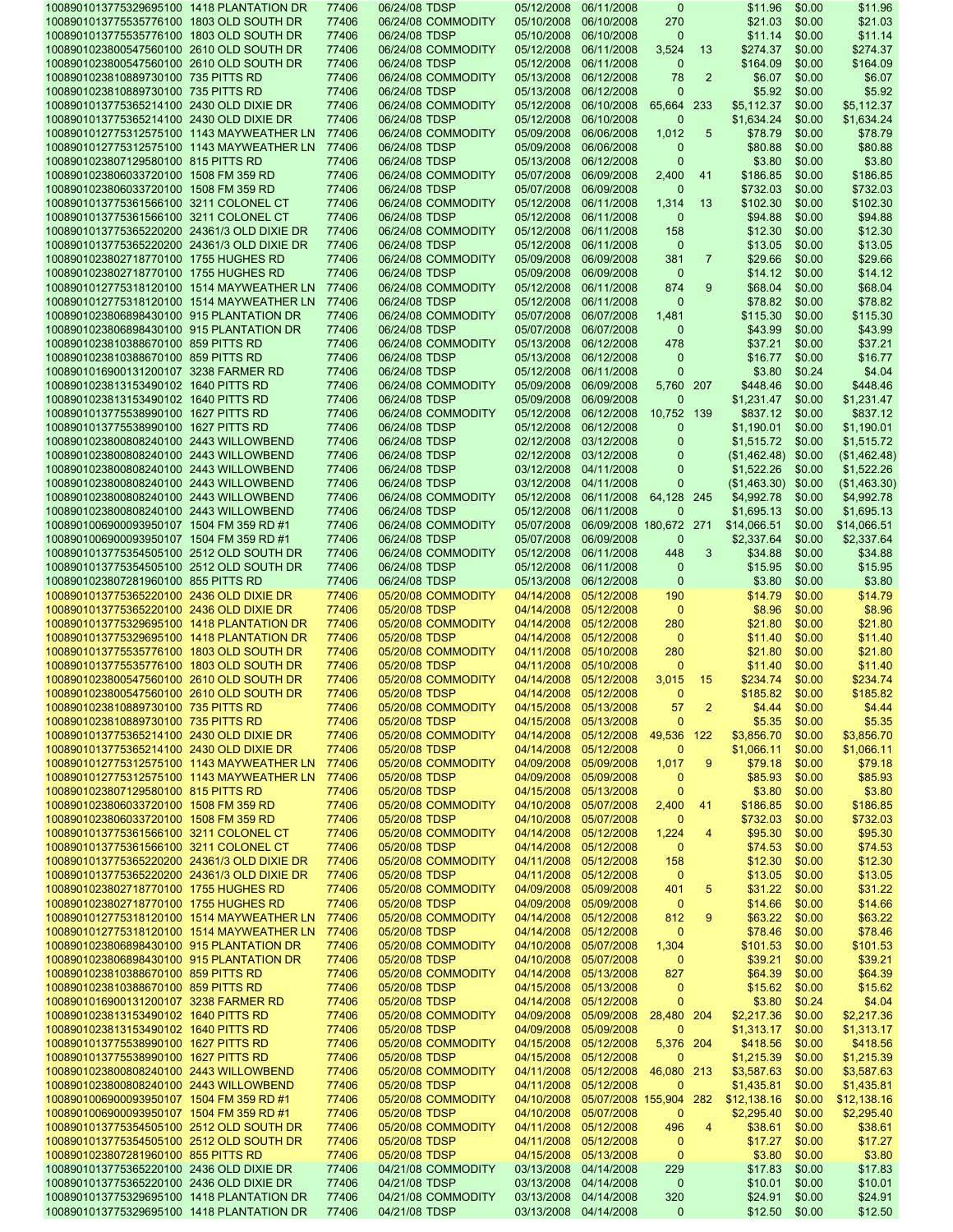| | | | | | | | | | | |
|---|---|---|---|---|---|---|---|---|---|---|
| 1008901013775329695100 | 1418 PLANTATION DR | 77406 | 06/24/08 TDSP | 05/12/2008 | 06/11/2008 | 0 | | $11.96 | $0.00 | $11.96 |
| 1008901013775535776100 | 1803 OLD SOUTH DR | 77406 | 06/24/08 COMMODITY | 05/10/2008 | 06/10/2008 | 270 | | $21.03 | $0.00 | $21.03 |
| 1008901013775535776100 | 1803 OLD SOUTH DR | 77406 | 06/24/08 TDSP | 05/10/2008 | 06/10/2008 | 0 | | $11.14 | $0.00 | $11.14 |
| 1008901023800547560100 | 2610 OLD SOUTH DR | 77406 | 06/24/08 COMMODITY | 05/12/2008 | 06/11/2008 | 3,524 | 13 | $274.37 | $0.00 | $274.37 |
| 1008901023800547560100 | 2610 OLD SOUTH DR | 77406 | 06/24/08 TDSP | 05/12/2008 | 06/11/2008 | 0 | | $164.09 | $0.00 | $164.09 |
| 1008901023810889730100 | 735 PITTS RD | 77406 | 06/24/08 COMMODITY | 05/13/2008 | 06/12/2008 | 78 | 2 | $6.07 | $0.00 | $6.07 |
| 1008901023810889730100 | 735 PITTS RD | 77406 | 06/24/08 TDSP | 05/13/2008 | 06/12/2008 | 0 | | $5.92 | $0.00 | $5.92 |
| 1008901013775365214100 | 2430 OLD DIXIE DR | 77406 | 06/24/08 COMMODITY | 05/12/2008 | 06/10/2008 | 65,664 | 233 | $5,112.37 | $0.00 | $5,112.37 |
| 1008901013775365214100 | 2430 OLD DIXIE DR | 77406 | 06/24/08 TDSP | 05/12/2008 | 06/10/2008 | 0 | | $1,634.24 | $0.00 | $1,634.24 |
| 1008901012775312575100 | 1143 MAYWEATHER LN | 77406 | 06/24/08 COMMODITY | 05/09/2008 | 06/06/2008 | 1,012 | 5 | $78.79 | $0.00 | $78.79 |
| 1008901012775312575100 | 1143 MAYWEATHER LN | 77406 | 06/24/08 TDSP | 05/09/2008 | 06/06/2008 | 0 | | $80.88 | $0.00 | $80.88 |
| 1008901023807129580100 | 815 PITTS RD | 77406 | 06/24/08 TDSP | 05/13/2008 | 06/12/2008 | 0 | | $3.80 | $0.00 | $3.80 |
| 1008901023806033720100 | 1508 FM 359 RD | 77406 | 06/24/08 COMMODITY | 05/07/2008 | 06/09/2008 | 2,400 | 41 | $186.85 | $0.00 | $186.85 |
| 1008901023806033720100 | 1508 FM 359 RD | 77406 | 06/24/08 TDSP | 05/07/2008 | 06/09/2008 | 0 | | $732.03 | $0.00 | $732.03 |
| 1008901013775361566100 | 3211 COLONEL CT | 77406 | 06/24/08 COMMODITY | 05/12/2008 | 06/11/2008 | 1,314 | 13 | $102.30 | $0.00 | $102.30 |
| 1008901013775361566100 | 3211 COLONEL CT | 77406 | 06/24/08 TDSP | 05/12/2008 | 06/11/2008 | 0 | | $94.88 | $0.00 | $94.88 |
| 1008901013775365220200 | 24361/3 OLD DIXIE DR | 77406 | 06/24/08 COMMODITY | 05/12/2008 | 06/11/2008 | 158 | | $12.30 | $0.00 | $12.30 |
| 1008901013775365220200 | 24361/3 OLD DIXIE DR | 77406 | 06/24/08 TDSP | 05/12/2008 | 06/11/2008 | 0 | | $13.05 | $0.00 | $13.05 |
| 1008901023802718770100 | 1755 HUGHES RD | 77406 | 06/24/08 COMMODITY | 05/09/2008 | 06/09/2008 | 381 | 7 | $29.66 | $0.00 | $29.66 |
| 1008901023802718770100 | 1755 HUGHES RD | 77406 | 06/24/08 TDSP | 05/09/2008 | 06/09/2008 | 0 | | $14.12 | $0.00 | $14.12 |
| 1008901012775318120100 | 1514 MAYWEATHER LN | 77406 | 06/24/08 COMMODITY | 05/12/2008 | 06/11/2008 | 874 | 9 | $68.04 | $0.00 | $68.04 |
| 1008901012775318120100 | 1514 MAYWEATHER LN | 77406 | 06/24/08 TDSP | 05/12/2008 | 06/11/2008 | 0 | | $78.82 | $0.00 | $78.82 |
| 1008901023806898430100 | 915 PLANTATION DR | 77406 | 06/24/08 COMMODITY | 05/07/2008 | 06/07/2008 | 1,481 | | $115.30 | $0.00 | $115.30 |
| 1008901023806898430100 | 915 PLANTATION DR | 77406 | 06/24/08 TDSP | 05/07/2008 | 06/07/2008 | 0 | | $43.99 | $0.00 | $43.99 |
| 1008901023810388670100 | 859 PITTS RD | 77406 | 06/24/08 COMMODITY | 05/13/2008 | 06/12/2008 | 478 | | $37.21 | $0.00 | $37.21 |
| 1008901023810388670100 | 859 PITTS RD | 77406 | 06/24/08 TDSP | 05/13/2008 | 06/12/2008 | 0 | | $16.77 | $0.00 | $16.77 |
| 1008901016900131200107 | 3238 FARMER RD | 77406 | 06/24/08 TDSP | 05/12/2008 | 06/11/2008 | 0 | | $3.80 | $0.24 | $4.04 |
| 1008901023813153490102 | 1640 PITTS RD | 77406 | 06/24/08 COMMODITY | 05/09/2008 | 06/09/2008 | 5,760 | 207 | $448.46 | $0.00 | $448.46 |
| 1008901023813153490102 | 1640 PITTS RD | 77406 | 06/24/08 TDSP | 05/09/2008 | 06/09/2008 | 0 | | $1,231.47 | $0.00 | $1,231.47 |
| 1008901013775538990100 | 1627 PITTS RD | 77406 | 06/24/08 COMMODITY | 05/12/2008 | 06/12/2008 | 10,752 | 139 | $837.12 | $0.00 | $837.12 |
| 1008901013775538990100 | 1627 PITTS RD | 77406 | 06/24/08 TDSP | 05/12/2008 | 06/12/2008 | 0 | | $1,190.01 | $0.00 | $1,190.01 |
| 1008901023800808240100 | 2443 WILLOWBEND | 77406 | 06/24/08 TDSP | 02/12/2008 | 03/12/2008 | 0 | | $1,515.72 | $0.00 | $1,515.72 |
| 1008901023800808240100 | 2443 WILLOWBEND | 77406 | 06/24/08 TDSP | 02/12/2008 | 03/12/2008 | 0 | | ($1,462.48) | $0.00 | ($1,462.48) |
| 1008901023800808240100 | 2443 WILLOWBEND | 77406 | 06/24/08 TDSP | 03/12/2008 | 04/11/2008 | 0 | | $1,522.26 | $0.00 | $1,522.26 |
| 1008901023800808240100 | 2443 WILLOWBEND | 77406 | 06/24/08 TDSP | 03/12/2008 | 04/11/2008 | 0 | | ($1,463.30) | $0.00 | ($1,463.30) |
| 1008901023800808240100 | 2443 WILLOWBEND | 77406 | 06/24/08 COMMODITY | 05/12/2008 | 06/11/2008 | 64,128 | 245 | $4,992.78 | $0.00 | $4,992.78 |
| 1008901023800808240100 | 2443 WILLOWBEND | 77406 | 06/24/08 TDSP | 05/12/2008 | 06/11/2008 | 0 | | $1,695.13 | $0.00 | $1,695.13 |
| 1008901006900093950107 | 1504 FM 359 RD #1 | 77406 | 06/24/08 COMMODITY | 05/07/2008 | 06/09/2008 | 180,672 | 271 | $14,066.51 | $0.00 | $14,066.51 |
| 1008901006900093950107 | 1504 FM 359 RD #1 | 77406 | 06/24/08 TDSP | 05/07/2008 | 06/09/2008 | 0 | | $2,337.64 | $0.00 | $2,337.64 |
| 1008901013775354505100 | 2512 OLD SOUTH DR | 77406 | 06/24/08 COMMODITY | 05/12/2008 | 06/11/2008 | 448 | 3 | $34.88 | $0.00 | $34.88 |
| 1008901013775354505100 | 2512 OLD SOUTH DR | 77406 | 06/24/08 TDSP | 05/12/2008 | 06/11/2008 | 0 | | $15.95 | $0.00 | $15.95 |
| 1008901023807281960100 | 855 PITTS RD | 77406 | 06/24/08 TDSP | 05/13/2008 | 06/12/2008 | 0 | | $3.80 | $0.00 | $3.80 |
| 1008901013775365220100 | 2436 OLD DIXIE DR | 77406 | 05/20/08 COMMODITY | 04/14/2008 | 05/12/2008 | 190 | | $14.79 | $0.00 | $14.79 |
| 1008901013775365220100 | 2436 OLD DIXIE DR | 77406 | 05/20/08 TDSP | 04/14/2008 | 05/12/2008 | 0 | | $8.96 | $0.00 | $8.96 |
| 1008901013775329695100 | 1418 PLANTATION DR | 77406 | 05/20/08 COMMODITY | 04/14/2008 | 05/12/2008 | 280 | | $21.80 | $0.00 | $21.80 |
| 1008901013775329695100 | 1418 PLANTATION DR | 77406 | 05/20/08 TDSP | 04/14/2008 | 05/12/2008 | 0 | | $11.40 | $0.00 | $11.40 |
| 1008901013775535776100 | 1803 OLD SOUTH DR | 77406 | 05/20/08 COMMODITY | 04/11/2008 | 05/10/2008 | 280 | | $21.80 | $0.00 | $21.80 |
| 1008901013775535776100 | 1803 OLD SOUTH DR | 77406 | 05/20/08 TDSP | 04/11/2008 | 05/10/2008 | 0 | | $11.40 | $0.00 | $11.40 |
| 1008901023800547560100 | 2610 OLD SOUTH DR | 77406 | 05/20/08 COMMODITY | 04/14/2008 | 05/12/2008 | 3,015 | 15 | $234.74 | $0.00 | $234.74 |
| 1008901023800547560100 | 2610 OLD SOUTH DR | 77406 | 05/20/08 TDSP | 04/14/2008 | 05/12/2008 | 0 | | $185.82 | $0.00 | $185.82 |
| 1008901023810889730100 | 735 PITTS RD | 77406 | 05/20/08 COMMODITY | 04/15/2008 | 05/13/2008 | 57 | 2 | $4.44 | $0.00 | $4.44 |
| 1008901023810889730100 | 735 PITTS RD | 77406 | 05/20/08 TDSP | 04/15/2008 | 05/13/2008 | 0 | | $5.35 | $0.00 | $5.35 |
| 1008901013775365214100 | 2430 OLD DIXIE DR | 77406 | 05/20/08 COMMODITY | 04/14/2008 | 05/12/2008 | 49,536 | 122 | $3,856.70 | $0.00 | $3,856.70 |
| 1008901013775365214100 | 2430 OLD DIXIE DR | 77406 | 05/20/08 TDSP | 04/14/2008 | 05/12/2008 | 0 | | $1,066.11 | $0.00 | $1,066.11 |
| 1008901012775312575100 | 1143 MAYWEATHER LN | 77406 | 05/20/08 COMMODITY | 04/09/2008 | 05/09/2008 | 1,017 | 9 | $79.18 | $0.00 | $79.18 |
| 1008901012775312575100 | 1143 MAYWEATHER LN | 77406 | 05/20/08 TDSP | 04/09/2008 | 05/09/2008 | 0 | | $85.93 | $0.00 | $85.93 |
| 1008901023807129580100 | 815 PITTS RD | 77406 | 05/20/08 TDSP | 04/15/2008 | 05/13/2008 | 0 | | $3.80 | $0.00 | $3.80 |
| 1008901023806033720100 | 1508 FM 359 RD | 77406 | 05/20/08 COMMODITY | 04/10/2008 | 05/07/2008 | 2,400 | 41 | $186.85 | $0.00 | $186.85 |
| 1008901023806033720100 | 1508 FM 359 RD | 77406 | 05/20/08 TDSP | 04/10/2008 | 05/07/2008 | 0 | | $732.03 | $0.00 | $732.03 |
| 1008901013775361566100 | 3211 COLONEL CT | 77406 | 05/20/08 COMMODITY | 04/14/2008 | 05/12/2008 | 1,224 | 4 | $95.30 | $0.00 | $95.30 |
| 1008901013775361566100 | 3211 COLONEL CT | 77406 | 05/20/08 TDSP | 04/14/2008 | 05/12/2008 | 0 | | $74.53 | $0.00 | $74.53 |
| 1008901013775365220200 | 24361/3 OLD DIXIE DR | 77406 | 05/20/08 COMMODITY | 04/11/2008 | 05/12/2008 | 158 | | $12.30 | $0.00 | $12.30 |
| 1008901013775365220200 | 24361/3 OLD DIXIE DR | 77406 | 05/20/08 TDSP | 04/11/2008 | 05/12/2008 | 0 | | $13.05 | $0.00 | $13.05 |
| 1008901023802718770100 | 1755 HUGHES RD | 77406 | 05/20/08 COMMODITY | 04/09/2008 | 05/09/2008 | 401 | 5 | $31.22 | $0.00 | $31.22 |
| 1008901023802718770100 | 1755 HUGHES RD | 77406 | 05/20/08 TDSP | 04/09/2008 | 05/09/2008 | 0 | | $14.66 | $0.00 | $14.66 |
| 1008901012775318120100 | 1514 MAYWEATHER LN | 77406 | 05/20/08 COMMODITY | 04/14/2008 | 05/12/2008 | 812 | 9 | $63.22 | $0.00 | $63.22 |
| 1008901012775318120100 | 1514 MAYWEATHER LN | 77406 | 05/20/08 TDSP | 04/14/2008 | 05/12/2008 | 0 | | $78.46 | $0.00 | $78.46 |
| 1008901023806898430100 | 915 PLANTATION DR | 77406 | 05/20/08 COMMODITY | 04/10/2008 | 05/07/2008 | 1,304 | | $101.53 | $0.00 | $101.53 |
| 1008901023806898430100 | 915 PLANTATION DR | 77406 | 05/20/08 TDSP | 04/10/2008 | 05/07/2008 | 0 | | $39.21 | $0.00 | $39.21 |
| 1008901023810388670100 | 859 PITTS RD | 77406 | 05/20/08 COMMODITY | 04/14/2008 | 05/13/2008 | 827 | | $64.39 | $0.00 | $64.39 |
| 1008901023810388670100 | 859 PITTS RD | 77406 | 05/20/08 TDSP | 04/15/2008 | 05/13/2008 | 0 | | $15.62 | $0.00 | $15.62 |
| 1008901016900131200107 | 3238 FARMER RD | 77406 | 05/20/08 TDSP | 04/14/2008 | 05/12/2008 | 0 | | $3.80 | $0.24 | $4.04 |
| 1008901023813153490102 | 1640 PITTS RD | 77406 | 05/20/08 COMMODITY | 04/09/2008 | 05/09/2008 | 28,480 | 204 | $2,217.36 | $0.00 | $2,217.36 |
| 1008901023813153490102 | 1640 PITTS RD | 77406 | 05/20/08 TDSP | 04/09/2008 | 05/09/2008 | 0 | | $1,313.17 | $0.00 | $1,313.17 |
| 1008901013775538990100 | 1627 PITTS RD | 77406 | 05/20/08 COMMODITY | 04/15/2008 | 05/12/2008 | 5,376 | 204 | $418.56 | $0.00 | $418.56 |
| 1008901013775538990100 | 1627 PITTS RD | 77406 | 05/20/08 TDSP | 04/15/2008 | 05/12/2008 | 0 | | $1,215.39 | $0.00 | $1,215.39 |
| 1008901023800808240100 | 2443 WILLOWBEND | 77406 | 05/20/08 COMMODITY | 04/11/2008 | 05/12/2008 | 46,080 | 213 | $3,587.63 | $0.00 | $3,587.63 |
| 1008901023800808240100 | 2443 WILLOWBEND | 77406 | 05/20/08 TDSP | 04/11/2008 | 05/12/2008 | 0 | | $1,435.81 | $0.00 | $1,435.81 |
| 1008901006900093950107 | 1504 FM 359 RD #1 | 77406 | 05/20/08 COMMODITY | 04/10/2008 | 05/07/2008 | 155,904 | 282 | $12,138.16 | $0.00 | $12,138.16 |
| 1008901006900093950107 | 1504 FM 359 RD #1 | 77406 | 05/20/08 TDSP | 04/10/2008 | 05/07/2008 | 0 | | $2,295.40 | $0.00 | $2,295.40 |
| 1008901013775354505100 | 2512 OLD SOUTH DR | 77406 | 05/20/08 COMMODITY | 04/11/2008 | 05/12/2008 | 496 | 4 | $38.61 | $0.00 | $38.61 |
| 1008901013775354505100 | 2512 OLD SOUTH DR | 77406 | 05/20/08 TDSP | 04/11/2008 | 05/12/2008 | 0 | | $17.27 | $0.00 | $17.27 |
| 1008901023807281960100 | 855 PITTS RD | 77406 | 05/20/08 TDSP | 04/15/2008 | 05/13/2008 | 0 | | $3.80 | $0.00 | $3.80 |
| 1008901013775365220100 | 2436 OLD DIXIE DR | 77406 | 04/21/08 COMMODITY | 03/13/2008 | 04/14/2008 | 229 | | $17.83 | $0.00 | $17.83 |
| 1008901013775365220100 | 2436 OLD DIXIE DR | 77406 | 04/21/08 TDSP | 03/13/2008 | 04/14/2008 | 0 | | $10.01 | $0.00 | $10.01 |
| 1008901013775329695100 | 1418 PLANTATION DR | 77406 | 04/21/08 COMMODITY | 03/13/2008 | 04/14/2008 | 320 | | $24.91 | $0.00 | $24.91 |
| 1008901013775329695100 | 1418 PLANTATION DR | 77406 | 04/21/08 TDSP | 03/13/2008 | 04/14/2008 | 0 | | $12.50 | $0.00 | $12.50 |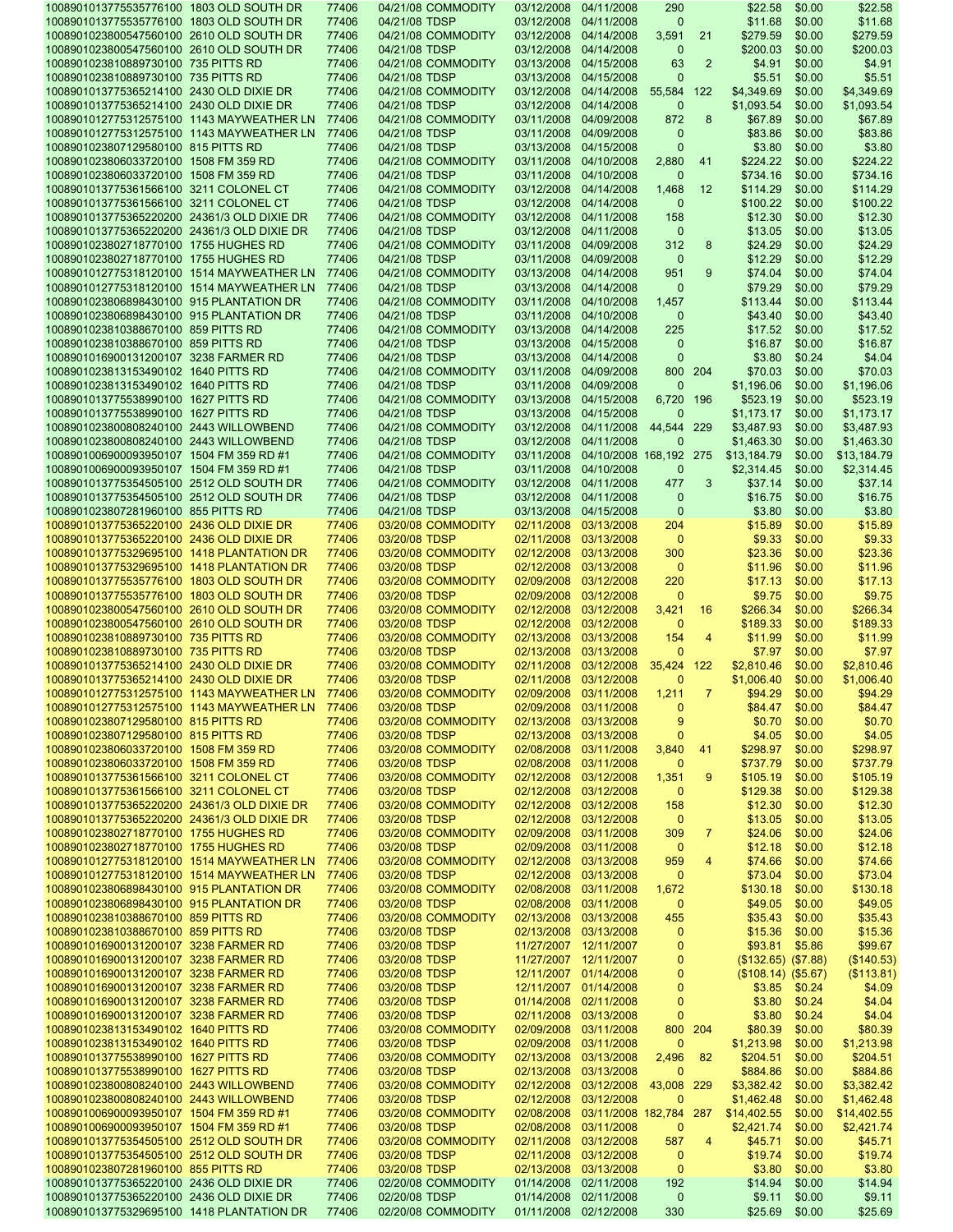| | | | | | | | | | | | |
|---|---|---|---|---|---|---|---|---|---|---|---|
| 1008901013775535776100 | 1803 OLD SOUTH DR | 77406 | 04/21/08 COMMODITY | 03/12/2008 | 04/11/2008 | 290 | | $22.58 | $0.00 | $22.58 |
| 1008901013775535776100 | 1803 OLD SOUTH DR | 77406 | 04/21/08 TDSP | 03/12/2008 | 04/11/2008 | 0 | | $11.68 | $0.00 | $11.68 |
| 1008901023800547560100 | 2610 OLD SOUTH DR | 77406 | 04/21/08 COMMODITY | 03/12/2008 | 04/14/2008 | 3,591 | 21 | $279.59 | $0.00 | $279.59 |
| 1008901023800547560100 | 2610 OLD SOUTH DR | 77406 | 04/21/08 TDSP | 03/12/2008 | 04/14/2008 | 0 | | $200.03 | $0.00 | $200.03 |
| 1008901023810889730100 | 735 PITTS RD | 77406 | 04/21/08 COMMODITY | 03/13/2008 | 04/15/2008 | 63 | 2 | $4.91 | $0.00 | $4.91 |
| 1008901023810889730100 | 735 PITTS RD | 77406 | 04/21/08 TDSP | 03/13/2008 | 04/15/2008 | 0 | | $5.51 | $0.00 | $5.51 |
| 1008901013775365214100 | 2430 OLD DIXIE DR | 77406 | 04/21/08 COMMODITY | 03/12/2008 | 04/14/2008 | 55,584 | 122 | $4,349.69 | $0.00 | $4,349.69 |
| 1008901013775365214100 | 2430 OLD DIXIE DR | 77406 | 04/21/08 TDSP | 03/12/2008 | 04/14/2008 | 0 | | $1,093.54 | $0.00 | $1,093.54 |
| 1008901012775312575100 | 1143 MAYWEATHER LN | 77406 | 04/21/08 COMMODITY | 03/11/2008 | 04/09/2008 | 872 | 8 | $67.89 | $0.00 | $67.89 |
| 1008901012775312575100 | 1143 MAYWEATHER LN | 77406 | 04/21/08 TDSP | 03/11/2008 | 04/09/2008 | 0 | | $83.86 | $0.00 | $83.86 |
| 1008901023807129580100 | 815 PITTS RD | 77406 | 04/21/08 TDSP | 03/13/2008 | 04/15/2008 | 0 | | $3.80 | $0.00 | $3.80 |
| 1008901023806033720100 | 1508 FM 359 RD | 77406 | 04/21/08 COMMODITY | 03/11/2008 | 04/10/2008 | 2,880 | 41 | $224.22 | $0.00 | $224.22 |
| 1008901023806033720100 | 1508 FM 359 RD | 77406 | 04/21/08 TDSP | 03/11/2008 | 04/10/2008 | 0 | | $734.16 | $0.00 | $734.16 |
| 1008901013775361566100 | 3211 COLONEL CT | 77406 | 04/21/08 COMMODITY | 03/12/2008 | 04/14/2008 | 1,468 | 12 | $114.29 | $0.00 | $114.29 |
| 1008901013775361566100 | 3211 COLONEL CT | 77406 | 04/21/08 TDSP | 03/12/2008 | 04/14/2008 | 0 | | $100.22 | $0.00 | $100.22 |
| 1008901013775365220200 | 24361/3 OLD DIXIE DR | 77406 | 04/21/08 COMMODITY | 03/12/2008 | 04/11/2008 | 158 | | $12.30 | $0.00 | $12.30 |
| 1008901013775365220200 | 24361/3 OLD DIXIE DR | 77406 | 04/21/08 TDSP | 03/12/2008 | 04/11/2008 | 0 | | $13.05 | $0.00 | $13.05 |
| 1008901023802718770100 | 1755 HUGHES RD | 77406 | 04/21/08 COMMODITY | 03/11/2008 | 04/09/2008 | 312 | 8 | $24.29 | $0.00 | $24.29 |
| 1008901023802718770100 | 1755 HUGHES RD | 77406 | 04/21/08 TDSP | 03/11/2008 | 04/09/2008 | 0 | | $12.29 | $0.00 | $12.29 |
| 1008901012775318120100 | 1514 MAYWEATHER LN | 77406 | 04/21/08 COMMODITY | 03/13/2008 | 04/14/2008 | 951 | 9 | $74.04 | $0.00 | $74.04 |
| 1008901012775318120100 | 1514 MAYWEATHER LN | 77406 | 04/21/08 TDSP | 03/13/2008 | 04/14/2008 | 0 | | $79.29 | $0.00 | $79.29 |
| 1008901023806898430100 | 915 PLANTATION DR | 77406 | 04/21/08 COMMODITY | 03/11/2008 | 04/10/2008 | 1,457 | | $113.44 | $0.00 | $113.44 |
| 1008901023806898430100 | 915 PLANTATION DR | 77406 | 04/21/08 TDSP | 03/11/2008 | 04/10/2008 | 0 | | $43.40 | $0.00 | $43.40 |
| 1008901023810388670100 | 859 PITTS RD | 77406 | 04/21/08 COMMODITY | 03/13/2008 | 04/14/2008 | 225 | | $17.52 | $0.00 | $17.52 |
| 1008901023810388670100 | 859 PITTS RD | 77406 | 04/21/08 TDSP | 03/13/2008 | 04/15/2008 | 0 | | $16.87 | $0.00 | $16.87 |
| 1008901016900131200107 | 3238 FARMER RD | 77406 | 04/21/08 TDSP | 03/13/2008 | 04/14/2008 | 0 | | $3.80 | $0.24 | $4.04 |
| 1008901023813153490102 | 1640 PITTS RD | 77406 | 04/21/08 COMMODITY | 03/11/2008 | 04/09/2008 | 800 | 204 | $70.03 | $0.00 | $70.03 |
| 1008901023813153490102 | 1640 PITTS RD | 77406 | 04/21/08 TDSP | 03/11/2008 | 04/09/2008 | 0 | | $1,196.06 | $0.00 | $1,196.06 |
| 1008901013775538990100 | 1627 PITTS RD | 77406 | 04/21/08 COMMODITY | 03/13/2008 | 04/15/2008 | 6,720 | 196 | $523.19 | $0.00 | $523.19 |
| 1008901013775538990100 | 1627 PITTS RD | 77406 | 04/21/08 TDSP | 03/13/2008 | 04/15/2008 | 0 | | $1,173.17 | $0.00 | $1,173.17 |
| 1008901023800808240100 | 2443 WILLOWBEND | 77406 | 04/21/08 COMMODITY | 03/12/2008 | 04/11/2008 | 44,544 | 229 | $3,487.93 | $0.00 | $3,487.93 |
| 1008901023800808240100 | 2443 WILLOWBEND | 77406 | 04/21/08 TDSP | 03/12/2008 | 04/11/2008 | 0 | | $1,463.30 | $0.00 | $1,463.30 |
| 1008901006900093950107 | 1504 FM 359 RD #1 | 77406 | 04/21/08 COMMODITY | 03/11/2008 | 04/10/2008 | 168,192 | 275 | $13,184.79 | $0.00 | $13,184.79 |
| 1008901006900093950107 | 1504 FM 359 RD #1 | 77406 | 04/21/08 TDSP | 03/11/2008 | 04/10/2008 | 0 | | $2,314.45 | $0.00 | $2,314.45 |
| 1008901013775354505100 | 2512 OLD SOUTH DR | 77406 | 04/21/08 COMMODITY | 03/12/2008 | 04/11/2008 | 477 | 3 | $37.14 | $0.00 | $37.14 |
| 1008901013775354505100 | 2512 OLD SOUTH DR | 77406 | 04/21/08 TDSP | 03/12/2008 | 04/11/2008 | 0 | | $16.75 | $0.00 | $16.75 |
| 1008901023807281960100 | 855 PITTS RD | 77406 | 04/21/08 TDSP | 03/13/2008 | 04/15/2008 | 0 | | $3.80 | $0.00 | $3.80 |
| 1008901013775365220100 | 2436 OLD DIXIE DR | 77406 | 03/20/08 COMMODITY | 02/11/2008 | 03/13/2008 | 204 | | $15.89 | $0.00 | $15.89 |
| 1008901013775365220100 | 2436 OLD DIXIE DR | 77406 | 03/20/08 TDSP | 02/11/2008 | 03/13/2008 | 0 | | $9.33 | $0.00 | $9.33 |
| 1008901013775329695100 | 1418 PLANTATION DR | 77406 | 03/20/08 COMMODITY | 02/12/2008 | 03/13/2008 | 300 | | $23.36 | $0.00 | $23.36 |
| 1008901013775329695100 | 1418 PLANTATION DR | 77406 | 03/20/08 TDSP | 02/12/2008 | 03/13/2008 | 0 | | $11.96 | $0.00 | $11.96 |
| 1008901013775535776100 | 1803 OLD SOUTH DR | 77406 | 03/20/08 COMMODITY | 02/09/2008 | 03/12/2008 | 220 | | $17.13 | $0.00 | $17.13 |
| 1008901013775535776100 | 1803 OLD SOUTH DR | 77406 | 03/20/08 TDSP | 02/09/2008 | 03/12/2008 | 0 | | $9.75 | $0.00 | $9.75 |
| 1008901023800547560100 | 2610 OLD SOUTH DR | 77406 | 03/20/08 COMMODITY | 02/12/2008 | 03/12/2008 | 3,421 | 16 | $266.34 | $0.00 | $266.34 |
| 1008901023800547560100 | 2610 OLD SOUTH DR | 77406 | 03/20/08 TDSP | 02/12/2008 | 03/12/2008 | 0 | | $189.33 | $0.00 | $189.33 |
| 1008901023810889730100 | 735 PITTS RD | 77406 | 03/20/08 COMMODITY | 02/13/2008 | 03/13/2008 | 154 | 4 | $11.99 | $0.00 | $11.99 |
| 1008901023810889730100 | 735 PITTS RD | 77406 | 03/20/08 TDSP | 02/13/2008 | 03/13/2008 | 0 | | $7.97 | $0.00 | $7.97 |
| 1008901013775365214100 | 2430 OLD DIXIE DR | 77406 | 03/20/08 COMMODITY | 02/11/2008 | 03/12/2008 | 35,424 | 122 | $2,810.46 | $0.00 | $2,810.46 |
| 1008901013775365214100 | 2430 OLD DIXIE DR | 77406 | 03/20/08 TDSP | 02/11/2008 | 03/12/2008 | 0 | | $1,006.40 | $0.00 | $1,006.40 |
| 1008901012775312575100 | 1143 MAYWEATHER LN | 77406 | 03/20/08 COMMODITY | 02/09/2008 | 03/11/2008 | 1,211 | 7 | $94.29 | $0.00 | $94.29 |
| 1008901012775312575100 | 1143 MAYWEATHER LN | 77406 | 03/20/08 TDSP | 02/09/2008 | 03/11/2008 | 0 | | $84.47 | $0.00 | $84.47 |
| 1008901023807129580100 | 815 PITTS RD | 77406 | 03/20/08 COMMODITY | 02/13/2008 | 03/13/2008 | 9 | | $0.70 | $0.00 | $0.70 |
| 1008901023807129580100 | 815 PITTS RD | 77406 | 03/20/08 TDSP | 02/13/2008 | 03/13/2008 | 0 | | $4.05 | $0.00 | $4.05 |
| 1008901023806033720100 | 1508 FM 359 RD | 77406 | 03/20/08 COMMODITY | 02/08/2008 | 03/11/2008 | 3,840 | 41 | $298.97 | $0.00 | $298.97 |
| 1008901023806033720100 | 1508 FM 359 RD | 77406 | 03/20/08 TDSP | 02/08/2008 | 03/11/2008 | 0 | | $737.79 | $0.00 | $737.79 |
| 1008901013775361566100 | 3211 COLONEL CT | 77406 | 03/20/08 COMMODITY | 02/12/2008 | 03/12/2008 | 1,351 | 9 | $105.19 | $0.00 | $105.19 |
| 1008901013775361566100 | 3211 COLONEL CT | 77406 | 03/20/08 TDSP | 02/12/2008 | 03/12/2008 | 0 | | $129.38 | $0.00 | $129.38 |
| 1008901013775365220200 | 24361/3 OLD DIXIE DR | 77406 | 03/20/08 COMMODITY | 02/12/2008 | 03/12/2008 | 158 | | $12.30 | $0.00 | $12.30 |
| 1008901013775365220200 | 24361/3 OLD DIXIE DR | 77406 | 03/20/08 TDSP | 02/12/2008 | 03/12/2008 | 0 | | $13.05 | $0.00 | $13.05 |
| 1008901023802718770100 | 1755 HUGHES RD | 77406 | 03/20/08 COMMODITY | 02/09/2008 | 03/11/2008 | 309 | 7 | $24.06 | $0.00 | $24.06 |
| 1008901023802718770100 | 1755 HUGHES RD | 77406 | 03/20/08 TDSP | 02/09/2008 | 03/11/2008 | 0 | | $12.18 | $0.00 | $12.18 |
| 1008901012775318120100 | 1514 MAYWEATHER LN | 77406 | 03/20/08 COMMODITY | 02/12/2008 | 03/13/2008 | 959 | 4 | $74.66 | $0.00 | $74.66 |
| 1008901012775318120100 | 1514 MAYWEATHER LN | 77406 | 03/20/08 TDSP | 02/12/2008 | 03/13/2008 | 0 | | $73.04 | $0.00 | $73.04 |
| 1008901023806898430100 | 915 PLANTATION DR | 77406 | 03/20/08 COMMODITY | 02/08/2008 | 03/11/2008 | 1,672 | | $130.18 | $0.00 | $130.18 |
| 1008901023806898430100 | 915 PLANTATION DR | 77406 | 03/20/08 TDSP | 02/08/2008 | 03/11/2008 | 0 | | $49.05 | $0.00 | $49.05 |
| 1008901023810388670100 | 859 PITTS RD | 77406 | 03/20/08 COMMODITY | 02/13/2008 | 03/13/2008 | 455 | | $35.43 | $0.00 | $35.43 |
| 1008901023810388670100 | 859 PITTS RD | 77406 | 03/20/08 TDSP | 02/13/2008 | 03/13/2008 | 0 | | $15.36 | $0.00 | $15.36 |
| 1008901016900131200107 | 3238 FARMER RD | 77406 | 03/20/08 TDSP | 11/27/2007 | 12/11/2007 | 0 | | $93.81 | $5.86 | $99.67 |
| 1008901016900131200107 | 3238 FARMER RD | 77406 | 03/20/08 TDSP | 11/27/2007 | 12/11/2007 | 0 | | ($132.65) | ($7.88) | ($140.53) |
| 1008901016900131200107 | 3238 FARMER RD | 77406 | 03/20/08 TDSP | 12/11/2007 | 01/14/2008 | 0 | | ($108.14) | ($5.67) | ($113.81) |
| 1008901016900131200107 | 3238 FARMER RD | 77406 | 03/20/08 TDSP | 12/11/2007 | 01/14/2008 | 0 | | $3.85 | $0.24 | $4.09 |
| 1008901016900131200107 | 3238 FARMER RD | 77406 | 03/20/08 TDSP | 01/14/2008 | 02/11/2008 | 0 | | $3.80 | $0.24 | $4.04 |
| 1008901016900131200107 | 3238 FARMER RD | 77406 | 03/20/08 TDSP | 02/11/2008 | 03/13/2008 | 0 | | $3.80 | $0.24 | $4.04 |
| 1008901023813153490102 | 1640 PITTS RD | 77406 | 03/20/08 COMMODITY | 02/09/2008 | 03/11/2008 | 800 | 204 | $80.39 | $0.00 | $80.39 |
| 1008901023813153490102 | 1640 PITTS RD | 77406 | 03/20/08 TDSP | 02/09/2008 | 03/11/2008 | 0 | | $1,213.98 | $0.00 | $1,213.98 |
| 1008901013775538990100 | 1627 PITTS RD | 77406 | 03/20/08 COMMODITY | 02/13/2008 | 03/13/2008 | 2,496 | 82 | $204.51 | $0.00 | $204.51 |
| 1008901013775538990100 | 1627 PITTS RD | 77406 | 03/20/08 TDSP | 02/13/2008 | 03/13/2008 | 0 | | $884.86 | $0.00 | $884.86 |
| 1008901023800808240100 | 2443 WILLOWBEND | 77406 | 03/20/08 COMMODITY | 02/12/2008 | 03/12/2008 | 43,008 | 229 | $3,382.42 | $0.00 | $3,382.42 |
| 1008901023800808240100 | 2443 WILLOWBEND | 77406 | 03/20/08 TDSP | 02/12/2008 | 03/12/2008 | 0 | | $1,462.48 | $0.00 | $1,462.48 |
| 1008901006900093950107 | 1504 FM 359 RD #1 | 77406 | 03/20/08 COMMODITY | 02/08/2008 | 03/11/2008 | 182,784 | 287 | $14,402.55 | $0.00 | $14,402.55 |
| 1008901006900093950107 | 1504 FM 359 RD #1 | 77406 | 03/20/08 TDSP | 02/08/2008 | 03/11/2008 | 0 | | $2,421.74 | $0.00 | $2,421.74 |
| 1008901013775354505100 | 2512 OLD SOUTH DR | 77406 | 03/20/08 COMMODITY | 02/11/2008 | 03/12/2008 | 587 | 4 | $45.71 | $0.00 | $45.71 |
| 1008901013775354505100 | 2512 OLD SOUTH DR | 77406 | 03/20/08 TDSP | 02/11/2008 | 03/12/2008 | 0 | | $19.74 | $0.00 | $19.74 |
| 1008901023807281960100 | 855 PITTS RD | 77406 | 03/20/08 TDSP | 02/13/2008 | 03/13/2008 | 0 | | $3.80 | $0.00 | $3.80 |
| 1008901013775365220100 | 2436 OLD DIXIE DR | 77406 | 02/20/08 COMMODITY | 01/14/2008 | 02/11/2008 | 192 | | $14.94 | $0.00 | $14.94 |
| 1008901013775365220100 | 2436 OLD DIXIE DR | 77406 | 02/20/08 TDSP | 01/14/2008 | 02/11/2008 | 0 | | $9.11 | $0.00 | $9.11 |
| 1008901013775329695100 | 1418 PLANTATION DR | 77406 | 02/20/08 COMMODITY | 01/11/2008 | 02/12/2008 | 330 | | $25.69 | $0.00 | $25.69 |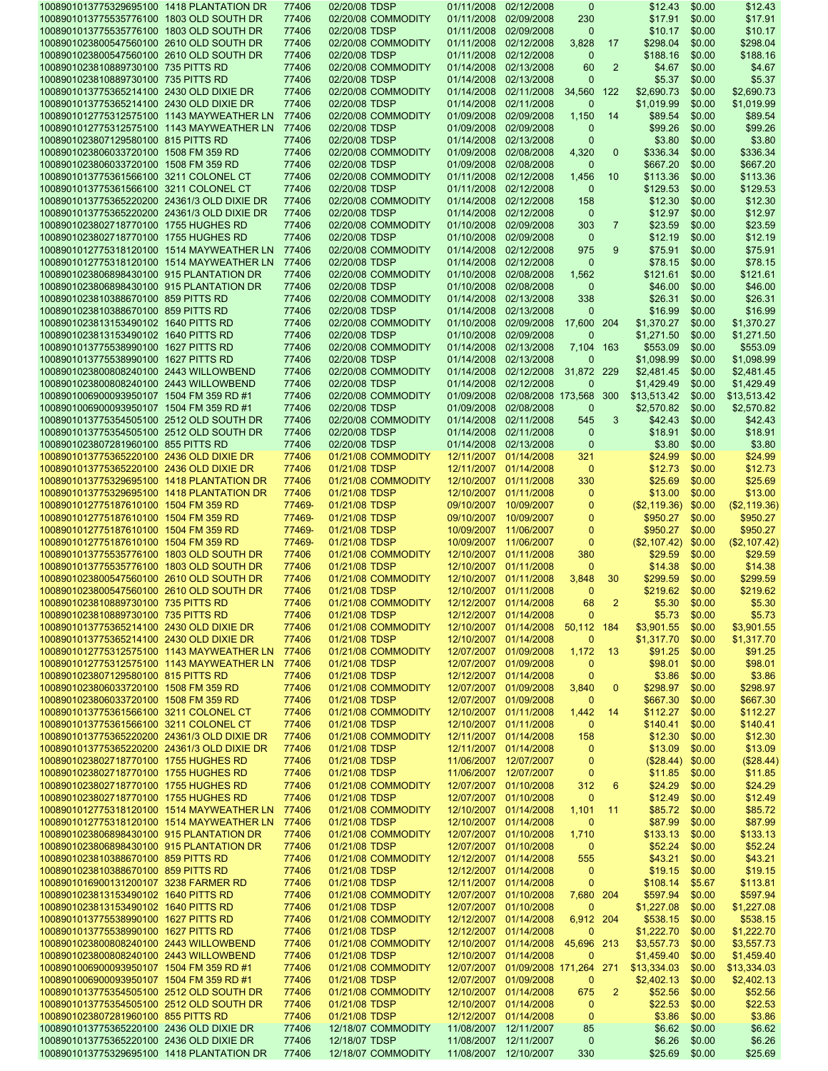| | | | | | | | | | | | |
|---|---|---|---|---|---|---|---|---|---|---|---|
| 1008901013775329695100 | 1418 PLANTATION DR | 77406 | 02/20/08 TDSP | 01/11/2008 | 02/12/2008 | 0 | | $12.43 | $0.00 | $12.43 |
| 1008901013775535776100 | 1803 OLD SOUTH DR | 77406 | 02/20/08 COMMODITY | 01/11/2008 | 02/09/2008 | 230 | | $17.91 | $0.00 | $17.91 |
| 1008901013775535776100 | 1803 OLD SOUTH DR | 77406 | 02/20/08 TDSP | 01/11/2008 | 02/09/2008 | 0 | | $10.17 | $0.00 | $10.17 |
| 1008901023800547560100 | 2610 OLD SOUTH DR | 77406 | 02/20/08 COMMODITY | 01/11/2008 | 02/12/2008 | 3,828 | 17 | $298.04 | $0.00 | $298.04 |
| 1008901023800547560100 | 2610 OLD SOUTH DR | 77406 | 02/20/08 TDSP | 01/11/2008 | 02/12/2008 | 0 | | $188.16 | $0.00 | $188.16 |
| 1008901023810889730100 | 735 PITTS RD | 77406 | 02/20/08 COMMODITY | 01/14/2008 | 02/13/2008 | 60 | 2 | $4.67 | $0.00 | $4.67 |
| 1008901023810889730100 | 735 PITTS RD | 77406 | 02/20/08 TDSP | 01/14/2008 | 02/13/2008 | 0 | | $5.37 | $0.00 | $5.37 |
| 1008901013775365214100 | 2430 OLD DIXIE DR | 77406 | 02/20/08 COMMODITY | 01/14/2008 | 02/11/2008 | 34,560 | 122 | $2,690.73 | $0.00 | $2,690.73 |
| 1008901013775365214100 | 2430 OLD DIXIE DR | 77406 | 02/20/08 TDSP | 01/14/2008 | 02/11/2008 | 0 | | $1,019.99 | $0.00 | $1,019.99 |
| 1008901012775312575100 | 1143 MAYWEATHER LN | 77406 | 02/20/08 COMMODITY | 01/09/2008 | 02/09/2008 | 1,150 | 14 | $89.54 | $0.00 | $89.54 |
| 1008901012775312575100 | 1143 MAYWEATHER LN | 77406 | 02/20/08 TDSP | 01/09/2008 | 02/09/2008 | 0 | | $99.26 | $0.00 | $99.26 |
| 1008901023807129580100 | 815 PITTS RD | 77406 | 02/20/08 TDSP | 01/14/2008 | 02/13/2008 | 0 | | $3.80 | $0.00 | $3.80 |
| 1008901023806033720100 | 1508 FM 359 RD | 77406 | 02/20/08 COMMODITY | 01/09/2008 | 02/08/2008 | 4,320 | 0 | $336.34 | $0.00 | $336.34 |
| 1008901023806033720100 | 1508 FM 359 RD | 77406 | 02/20/08 TDSP | 01/09/2008 | 02/08/2008 | 0 | | $667.20 | $0.00 | $667.20 |
| 1008901013775361566100 | 3211 COLONEL CT | 77406 | 02/20/08 COMMODITY | 01/11/2008 | 02/12/2008 | 1,456 | 10 | $113.36 | $0.00 | $113.36 |
| 1008901013775361566100 | 3211 COLONEL CT | 77406 | 02/20/08 TDSP | 01/11/2008 | 02/12/2008 | 0 | | $129.53 | $0.00 | $129.53 |
| 1008901013775365220200 | 24361/3 OLD DIXIE DR | 77406 | 02/20/08 COMMODITY | 01/14/2008 | 02/12/2008 | 158 | | $12.30 | $0.00 | $12.30 |
| 1008901013775365220200 | 24361/3 OLD DIXIE DR | 77406 | 02/20/08 TDSP | 01/14/2008 | 02/12/2008 | 0 | | $12.97 | $0.00 | $12.97 |
| 1008901023802718770100 | 1755 HUGHES RD | 77406 | 02/20/08 COMMODITY | 01/10/2008 | 02/09/2008 | 303 | 7 | $23.59 | $0.00 | $23.59 |
| 1008901023802718770100 | 1755 HUGHES RD | 77406 | 02/20/08 TDSP | 01/10/2008 | 02/09/2008 | 0 | | $12.19 | $0.00 | $12.19 |
| 1008901012775318120100 | 1514 MAYWEATHER LN | 77406 | 02/20/08 COMMODITY | 01/14/2008 | 02/12/2008 | 975 | 9 | $75.91 | $0.00 | $75.91 |
| 1008901012775318120100 | 1514 MAYWEATHER LN | 77406 | 02/20/08 TDSP | 01/14/2008 | 02/12/2008 | 0 | | $78.15 | $0.00 | $78.15 |
| 1008901023806898430100 | 915 PLANTATION DR | 77406 | 02/20/08 COMMODITY | 01/10/2008 | 02/08/2008 | 1,562 | | $121.61 | $0.00 | $121.61 |
| 1008901023806898430100 | 915 PLANTATION DR | 77406 | 02/20/08 TDSP | 01/10/2008 | 02/08/2008 | 0 | | $46.00 | $0.00 | $46.00 |
| 1008901023810388670100 | 859 PITTS RD | 77406 | 02/20/08 COMMODITY | 01/14/2008 | 02/13/2008 | 338 | | $26.31 | $0.00 | $26.31 |
| 1008901023810388670100 | 859 PITTS RD | 77406 | 02/20/08 TDSP | 01/14/2008 | 02/13/2008 | 0 | | $16.99 | $0.00 | $16.99 |
| 1008901023813153490102 | 1640 PITTS RD | 77406 | 02/20/08 COMMODITY | 01/10/2008 | 02/09/2008 | 17,600 | 204 | $1,370.27 | $0.00 | $1,370.27 |
| 1008901023813153490102 | 1640 PITTS RD | 77406 | 02/20/08 TDSP | 01/10/2008 | 02/09/2008 | 0 | | $1,271.50 | $0.00 | $1,271.50 |
| 1008901013775538990100 | 1627 PITTS RD | 77406 | 02/20/08 COMMODITY | 01/14/2008 | 02/13/2008 | 7,104 | 163 | $553.09 | $0.00 | $553.09 |
| 1008901013775538990100 | 1627 PITTS RD | 77406 | 02/20/08 TDSP | 01/14/2008 | 02/13/2008 | 0 | | $1,098.99 | $0.00 | $1,098.99 |
| 1008901023800808240100 | 2443 WILLOWBEND | 77406 | 02/20/08 COMMODITY | 01/14/2008 | 02/12/2008 | 31,872 | 229 | $2,481.45 | $0.00 | $2,481.45 |
| 1008901023800808240100 | 2443 WILLOWBEND | 77406 | 02/20/08 TDSP | 01/14/2008 | 02/12/2008 | 0 | | $1,429.49 | $0.00 | $1,429.49 |
| 1008901006900093950107 | 1504 FM 359 RD #1 | 77406 | 02/20/08 COMMODITY | 01/09/2008 | 02/08/2008 | 173,568 | 300 | $13,513.42 | $0.00 | $13,513.42 |
| 1008901006900093950107 | 1504 FM 359 RD #1 | 77406 | 02/20/08 TDSP | 01/09/2008 | 02/08/2008 | 0 | | $2,570.82 | $0.00 | $2,570.82 |
| 1008901013775354505100 | 2512 OLD SOUTH DR | 77406 | 02/20/08 COMMODITY | 01/14/2008 | 02/11/2008 | 545 | 3 | $42.43 | $0.00 | $42.43 |
| 1008901013775354505100 | 2512 OLD SOUTH DR | 77406 | 02/20/08 TDSP | 01/14/2008 | 02/11/2008 | 0 | | $18.91 | $0.00 | $18.91 |
| 1008901023807281960100 | 855 PITTS RD | 77406 | 02/20/08 TDSP | 01/14/2008 | 02/13/2008 | 0 | | $3.80 | $0.00 | $3.80 |
| 1008901013775365220100 | 2436 OLD DIXIE DR | 77406 | 01/21/08 COMMODITY | 12/11/2007 | 01/14/2008 | 321 | | $24.99 | $0.00 | $24.99 |
| 1008901013775365220100 | 2436 OLD DIXIE DR | 77406 | 01/21/08 TDSP | 12/11/2007 | 01/14/2008 | 0 | | $12.73 | $0.00 | $12.73 |
| 1008901013775329695100 | 1418 PLANTATION DR | 77406 | 01/21/08 COMMODITY | 12/10/2007 | 01/11/2008 | 330 | | $25.69 | $0.00 | $25.69 |
| 1008901013775329695100 | 1418 PLANTATION DR | 77406 | 01/21/08 TDSP | 12/10/2007 | 01/11/2008 | 0 | | $13.00 | $0.00 | $13.00 |
| 1008901012775187610100 | 1504 FM 359 RD | 77469- | 01/21/08 TDSP | 09/10/2007 | 10/09/2007 | 0 | | ($2,119.36) | $0.00 | ($2,119.36) |
| 1008901012775187610100 | 1504 FM 359 RD | 77469- | 01/21/08 TDSP | 09/10/2007 | 10/09/2007 | 0 | | $950.27 | $0.00 | $950.27 |
| 1008901012775187610100 | 1504 FM 359 RD | 77469- | 01/21/08 TDSP | 10/09/2007 | 11/06/2007 | 0 | | $950.27 | $0.00 | $950.27 |
| 1008901012775187610100 | 1504 FM 359 RD | 77469- | 01/21/08 TDSP | 10/09/2007 | 11/06/2007 | 0 | | ($2,107.42) | $0.00 | ($2,107.42) |
| 1008901013775535776100 | 1803 OLD SOUTH DR | 77406 | 01/21/08 COMMODITY | 12/10/2007 | 01/11/2008 | 380 | | $29.59 | $0.00 | $29.59 |
| 1008901013775535776100 | 1803 OLD SOUTH DR | 77406 | 01/21/08 TDSP | 12/10/2007 | 01/11/2008 | 0 | | $14.38 | $0.00 | $14.38 |
| 1008901023800547560100 | 2610 OLD SOUTH DR | 77406 | 01/21/08 COMMODITY | 12/10/2007 | 01/11/2008 | 3,848 | 30 | $299.59 | $0.00 | $299.59 |
| 1008901023800547560100 | 2610 OLD SOUTH DR | 77406 | 01/21/08 TDSP | 12/10/2007 | 01/11/2008 | 0 | | $219.62 | $0.00 | $219.62 |
| 1008901023810889730100 | 735 PITTS RD | 77406 | 01/21/08 COMMODITY | 12/12/2007 | 01/14/2008 | 68 | 2 | $5.30 | $0.00 | $5.30 |
| 1008901023810889730100 | 735 PITTS RD | 77406 | 01/21/08 TDSP | 12/12/2007 | 01/14/2008 | 0 | | $5.73 | $0.00 | $5.73 |
| 1008901013775365214100 | 2430 OLD DIXIE DR | 77406 | 01/21/08 COMMODITY | 12/10/2007 | 01/14/2008 | 50,112 | 184 | $3,901.55 | $0.00 | $3,901.55 |
| 1008901013775365214100 | 2430 OLD DIXIE DR | 77406 | 01/21/08 TDSP | 12/10/2007 | 01/14/2008 | 0 | | $1,317.70 | $0.00 | $1,317.70 |
| 1008901012775312575100 | 1143 MAYWEATHER LN | 77406 | 01/21/08 COMMODITY | 12/07/2007 | 01/09/2008 | 1,172 | 13 | $91.25 | $0.00 | $91.25 |
| 1008901012775312575100 | 1143 MAYWEATHER LN | 77406 | 01/21/08 TDSP | 12/07/2007 | 01/09/2008 | 0 | | $98.01 | $0.00 | $98.01 |
| 1008901023807129580100 | 815 PITTS RD | 77406 | 01/21/08 TDSP | 12/12/2007 | 01/14/2008 | 0 | | $3.86 | $0.00 | $3.86 |
| 1008901023806033720100 | 1508 FM 359 RD | 77406 | 01/21/08 COMMODITY | 12/07/2007 | 01/09/2008 | 3,840 | 0 | $298.97 | $0.00 | $298.97 |
| 1008901023806033720100 | 1508 FM 359 RD | 77406 | 01/21/08 TDSP | 12/07/2007 | 01/09/2008 | 0 | | $667.30 | $0.00 | $667.30 |
| 1008901013775361566100 | 3211 COLONEL CT | 77406 | 01/21/08 COMMODITY | 12/10/2007 | 01/11/2008 | 1,442 | 14 | $112.27 | $0.00 | $112.27 |
| 1008901013775361566100 | 3211 COLONEL CT | 77406 | 01/21/08 TDSP | 12/10/2007 | 01/11/2008 | 0 | | $140.41 | $0.00 | $140.41 |
| 1008901013775365220200 | 24361/3 OLD DIXIE DR | 77406 | 01/21/08 COMMODITY | 12/11/2007 | 01/14/2008 | 158 | | $12.30 | $0.00 | $12.30 |
| 1008901013775365220200 | 24361/3 OLD DIXIE DR | 77406 | 01/21/08 TDSP | 12/11/2007 | 01/14/2008 | 0 | | $13.09 | $0.00 | $13.09 |
| 1008901023802718770100 | 1755 HUGHES RD | 77406 | 01/21/08 TDSP | 11/06/2007 | 12/07/2007 | 0 | | ($28.44) | $0.00 | ($28.44) |
| 1008901023802718770100 | 1755 HUGHES RD | 77406 | 01/21/08 TDSP | 11/06/2007 | 12/07/2007 | 0 | | $11.85 | $0.00 | $11.85 |
| 1008901023802718770100 | 1755 HUGHES RD | 77406 | 01/21/08 COMMODITY | 12/07/2007 | 01/10/2008 | 312 | 6 | $24.29 | $0.00 | $24.29 |
| 1008901023802718770100 | 1755 HUGHES RD | 77406 | 01/21/08 TDSP | 12/07/2007 | 01/10/2008 | 0 | | $12.49 | $0.00 | $12.49 |
| 1008901012775318120100 | 1514 MAYWEATHER LN | 77406 | 01/21/08 COMMODITY | 12/10/2007 | 01/14/2008 | 1,101 | 11 | $85.72 | $0.00 | $85.72 |
| 1008901012775318120100 | 1514 MAYWEATHER LN | 77406 | 01/21/08 TDSP | 12/10/2007 | 01/14/2008 | 0 | | $87.99 | $0.00 | $87.99 |
| 1008901023806898430100 | 915 PLANTATION DR | 77406 | 01/21/08 COMMODITY | 12/07/2007 | 01/10/2008 | 1,710 | | $133.13 | $0.00 | $133.13 |
| 1008901023806898430100 | 915 PLANTATION DR | 77406 | 01/21/08 TDSP | 12/07/2007 | 01/10/2008 | 0 | | $52.24 | $0.00 | $52.24 |
| 1008901023810388670100 | 859 PITTS RD | 77406 | 01/21/08 COMMODITY | 12/12/2007 | 01/14/2008 | 555 | | $43.21 | $0.00 | $43.21 |
| 1008901023810388670100 | 859 PITTS RD | 77406 | 01/21/08 TDSP | 12/12/2007 | 01/14/2008 | 0 | | $19.15 | $0.00 | $19.15 |
| 1008901016900131200107 | 3238 FARMER RD | 77406 | 01/21/08 TDSP | 12/11/2007 | 01/14/2008 | 0 | | $108.14 | $5.67 | $113.81 |
| 1008901023813153490102 | 1640 PITTS RD | 77406 | 01/21/08 COMMODITY | 12/07/2007 | 01/10/2008 | 7,680 | 204 | $597.94 | $0.00 | $597.94 |
| 1008901023813153490102 | 1640 PITTS RD | 77406 | 01/21/08 TDSP | 12/07/2007 | 01/10/2008 | 0 | | $1,227.08 | $0.00 | $1,227.08 |
| 1008901013775538990100 | 1627 PITTS RD | 77406 | 01/21/08 COMMODITY | 12/12/2007 | 01/14/2008 | 6,912 | 204 | $538.15 | $0.00 | $538.15 |
| 1008901013775538990100 | 1627 PITTS RD | 77406 | 01/21/08 TDSP | 12/12/2007 | 01/14/2008 | 0 | | $1,222.70 | $0.00 | $1,222.70 |
| 1008901023800808240100 | 2443 WILLOWBEND | 77406 | 01/21/08 COMMODITY | 12/10/2007 | 01/14/2008 | 45,696 | 213 | $3,557.73 | $0.00 | $3,557.73 |
| 1008901023800808240100 | 2443 WILLOWBEND | 77406 | 01/21/08 TDSP | 12/10/2007 | 01/14/2008 | 0 | | $1,459.40 | $0.00 | $1,459.40 |
| 1008901006900093950107 | 1504 FM 359 RD #1 | 77406 | 01/21/08 COMMODITY | 12/07/2007 | 01/09/2008 | 171,264 | 271 | $13,334.03 | $0.00 | $13,334.03 |
| 1008901006900093950107 | 1504 FM 359 RD #1 | 77406 | 01/21/08 TDSP | 12/07/2007 | 01/09/2008 | 0 | | $2,402.13 | $0.00 | $2,402.13 |
| 1008901013775354505100 | 2512 OLD SOUTH DR | 77406 | 01/21/08 COMMODITY | 12/10/2007 | 01/14/2008 | 675 | 2 | $52.56 | $0.00 | $52.56 |
| 1008901013775354505100 | 2512 OLD SOUTH DR | 77406 | 01/21/08 TDSP | 12/10/2007 | 01/14/2008 | 0 | | $22.53 | $0.00 | $22.53 |
| 1008901023807281960100 | 855 PITTS RD | 77406 | 01/21/08 TDSP | 12/12/2007 | 01/14/2008 | 0 | | $3.86 | $0.00 | $3.86 |
| 1008901013775365220100 | 2436 OLD DIXIE DR | 77406 | 12/18/07 COMMODITY | 11/08/2007 | 12/11/2007 | 85 | | $6.62 | $0.00 | $6.62 |
| 1008901013775365220100 | 2436 OLD DIXIE DR | 77406 | 12/18/07 TDSP | 11/08/2007 | 12/11/2007 | 0 | | $6.26 | $0.00 | $6.26 |
| 1008901013775329695100 | 1418 PLANTATION DR | 77406 | 12/18/07 COMMODITY | 11/08/2007 | 12/10/2007 | 330 | | $25.69 | $0.00 | $25.69 |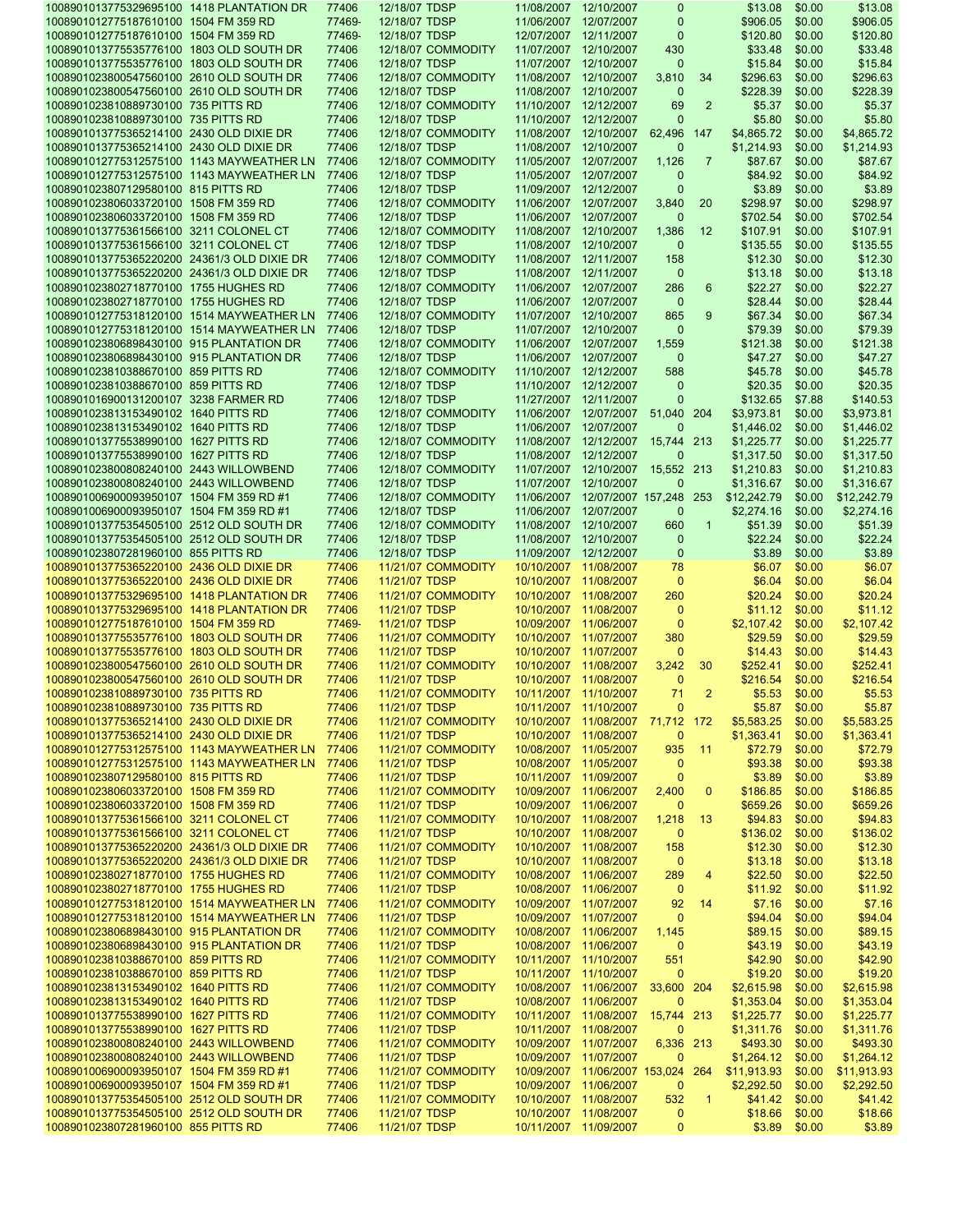| | | | | | | | | | | | |
|---|---|---|---|---|---|---|---|---|---|---|---|
| 1008901013775329695100 | 1418 PLANTATION DR | 77406 | 12/18/07 | TDSP | 11/08/2007 | 12/10/2007 | 0 | | $13.08 | $0.00 | $13.08 |
| 1008901012775187610100 | 1504 FM 359 RD | 77469- | 12/18/07 | TDSP | 11/06/2007 | 12/07/2007 | 0 | | $906.05 | $0.00 | $906.05 |
| 1008901012775187610100 | 1504 FM 359 RD | 77469- | 12/18/07 | TDSP | 12/07/2007 | 12/11/2007 | 0 | | $120.80 | $0.00 | $120.80 |
| 1008901013775535776100 | 1803 OLD SOUTH DR | 77406 | 12/18/07 | COMMODITY | 11/07/2007 | 12/10/2007 | 430 | | $33.48 | $0.00 | $33.48 |
| 1008901013775535776100 | 1803 OLD SOUTH DR | 77406 | 12/18/07 | TDSP | 11/07/2007 | 12/10/2007 | 0 | | $15.84 | $0.00 | $15.84 |
| 1008901023800547560100 | 2610 OLD SOUTH DR | 77406 | 12/18/07 | COMMODITY | 11/08/2007 | 12/10/2007 | 3,810 | 34 | $296.63 | $0.00 | $296.63 |
| 1008901023800547560100 | 2610 OLD SOUTH DR | 77406 | 12/18/07 | TDSP | 11/08/2007 | 12/10/2007 | 0 | | $228.39 | $0.00 | $228.39 |
| 1008901023810889730100 | 735 PITTS RD | 77406 | 12/18/07 | COMMODITY | 11/10/2007 | 12/12/2007 | 69 | 2 | $5.37 | $0.00 | $5.37 |
| 1008901023810889730100 | 735 PITTS RD | 77406 | 12/18/07 | TDSP | 11/10/2007 | 12/12/2007 | 0 | | $5.80 | $0.00 | $5.80 |
| 1008901013775365214100 | 2430 OLD DIXIE DR | 77406 | 12/18/07 | COMMODITY | 11/08/2007 | 12/10/2007 | 62,496 | 147 | $4,865.72 | $0.00 | $4,865.72 |
| 1008901013775365214100 | 2430 OLD DIXIE DR | 77406 | 12/18/07 | TDSP | 11/08/2007 | 12/10/2007 | 0 | | $1,214.93 | $0.00 | $1,214.93 |
| 1008901012775312575100 | 1143 MAYWEATHER LN | 77406 | 12/18/07 | COMMODITY | 11/05/2007 | 12/07/2007 | 1,126 | 7 | $87.67 | $0.00 | $87.67 |
| 1008901012775312575100 | 1143 MAYWEATHER LN | 77406 | 12/18/07 | TDSP | 11/05/2007 | 12/07/2007 | 0 | | $84.92 | $0.00 | $84.92 |
| 1008901023807129580100 | 815 PITTS RD | 77406 | 12/18/07 | TDSP | 11/09/2007 | 12/12/2007 | 0 | | $3.89 | $0.00 | $3.89 |
| 1008901023806033720100 | 1508 FM 359 RD | 77406 | 12/18/07 | COMMODITY | 11/06/2007 | 12/07/2007 | 3,840 | 20 | $298.97 | $0.00 | $298.97 |
| 1008901023806033720100 | 1508 FM 359 RD | 77406 | 12/18/07 | TDSP | 11/06/2007 | 12/07/2007 | 0 | | $702.54 | $0.00 | $702.54 |
| 1008901013775361566100 | 3211 COLONEL CT | 77406 | 12/18/07 | COMMODITY | 11/08/2007 | 12/10/2007 | 1,386 | 12 | $107.91 | $0.00 | $107.91 |
| 1008901013775361566100 | 3211 COLONEL CT | 77406 | 12/18/07 | TDSP | 11/08/2007 | 12/10/2007 | 0 | | $135.55 | $0.00 | $135.55 |
| 1008901013775365220200 | 24361/3 OLD DIXIE DR | 77406 | 12/18/07 | COMMODITY | 11/08/2007 | 12/11/2007 | 158 | | $12.30 | $0.00 | $12.30 |
| 1008901013775365220200 | 24361/3 OLD DIXIE DR | 77406 | 12/18/07 | TDSP | 11/08/2007 | 12/11/2007 | 0 | | $13.18 | $0.00 | $13.18 |
| 1008901023802718770100 | 1755 HUGHES RD | 77406 | 12/18/07 | COMMODITY | 11/06/2007 | 12/07/2007 | 286 | 6 | $22.27 | $0.00 | $22.27 |
| 1008901023802718770100 | 1755 HUGHES RD | 77406 | 12/18/07 | TDSP | 11/06/2007 | 12/07/2007 | 0 | | $28.44 | $0.00 | $28.44 |
| 1008901012775318120100 | 1514 MAYWEATHER LN | 77406 | 12/18/07 | COMMODITY | 11/07/2007 | 12/10/2007 | 865 | 9 | $67.34 | $0.00 | $67.34 |
| 1008901012775318120100 | 1514 MAYWEATHER LN | 77406 | 12/18/07 | TDSP | 11/07/2007 | 12/10/2007 | 0 | | $79.39 | $0.00 | $79.39 |
| 1008901023806898430100 | 915 PLANTATION DR | 77406 | 12/18/07 | COMMODITY | 11/06/2007 | 12/07/2007 | 1,559 | | $121.38 | $0.00 | $121.38 |
| 1008901023806898430100 | 915 PLANTATION DR | 77406 | 12/18/07 | TDSP | 11/06/2007 | 12/07/2007 | 0 | | $47.27 | $0.00 | $47.27 |
| 1008901023810388670100 | 859 PITTS RD | 77406 | 12/18/07 | COMMODITY | 11/10/2007 | 12/12/2007 | 588 | | $45.78 | $0.00 | $45.78 |
| 1008901023810388670100 | 859 PITTS RD | 77406 | 12/18/07 | TDSP | 11/10/2007 | 12/12/2007 | 0 | | $20.35 | $0.00 | $20.35 |
| 1008901016900131200107 | 3238 FARMER RD | 77406 | 12/18/07 | TDSP | 11/27/2007 | 12/11/2007 | 0 | | $132.65 | $7.88 | $140.53 |
| 1008901023813153490102 | 1640 PITTS RD | 77406 | 12/18/07 | COMMODITY | 11/06/2007 | 12/07/2007 | 51,040 | 204 | $3,973.81 | $0.00 | $3,973.81 |
| 1008901023813153490102 | 1640 PITTS RD | 77406 | 12/18/07 | TDSP | 11/06/2007 | 12/07/2007 | 0 | | $1,446.02 | $0.00 | $1,446.02 |
| 1008901013775538990100 | 1627 PITTS RD | 77406 | 12/18/07 | COMMODITY | 11/08/2007 | 12/12/2007 | 15,744 | 213 | $1,225.77 | $0.00 | $1,225.77 |
| 1008901013775538990100 | 1627 PITTS RD | 77406 | 12/18/07 | TDSP | 11/08/2007 | 12/12/2007 | 0 | | $1,317.50 | $0.00 | $1,317.50 |
| 1008901023800808240100 | 2443 WILLOWBEND | 77406 | 12/18/07 | COMMODITY | 11/07/2007 | 12/10/2007 | 15,552 | 213 | $1,210.83 | $0.00 | $1,210.83 |
| 1008901023800808240100 | 2443 WILLOWBEND | 77406 | 12/18/07 | TDSP | 11/07/2007 | 12/10/2007 | 0 | | $1,316.67 | $0.00 | $1,316.67 |
| 1008901006900093950107 | 1504 FM 359 RD #1 | 77406 | 12/18/07 | COMMODITY | 11/06/2007 | 12/07/2007 | 157,248 | 253 | $12,242.79 | $0.00 | $12,242.79 |
| 1008901006900093950107 | 1504 FM 359 RD #1 | 77406 | 12/18/07 | TDSP | 11/06/2007 | 12/07/2007 | 0 | | $2,274.16 | $0.00 | $2,274.16 |
| 1008901013775354505100 | 2512 OLD SOUTH DR | 77406 | 12/18/07 | COMMODITY | 11/08/2007 | 12/10/2007 | 660 | 1 | $51.39 | $0.00 | $51.39 |
| 1008901013775354505100 | 2512 OLD SOUTH DR | 77406 | 12/18/07 | TDSP | 11/08/2007 | 12/10/2007 | 0 | | $22.24 | $0.00 | $22.24 |
| 1008901023807281960100 | 855 PITTS RD | 77406 | 12/18/07 | TDSP | 11/09/2007 | 12/12/2007 | 0 | | $3.89 | $0.00 | $3.89 |
| 1008901013775365220100 | 2436 OLD DIXIE DR | 77406 | 11/21/07 | COMMODITY | 10/10/2007 | 11/08/2007 | 78 | | $6.07 | $0.00 | $6.07 |
| 1008901013775365220100 | 2436 OLD DIXIE DR | 77406 | 11/21/07 | TDSP | 10/10/2007 | 11/08/2007 | 0 | | $6.04 | $0.00 | $6.04 |
| 1008901013775329695100 | 1418 PLANTATION DR | 77406 | 11/21/07 | COMMODITY | 10/10/2007 | 11/08/2007 | 260 | | $20.24 | $0.00 | $20.24 |
| 1008901013775329695100 | 1418 PLANTATION DR | 77406 | 11/21/07 | TDSP | 10/10/2007 | 11/08/2007 | 0 | | $11.12 | $0.00 | $11.12 |
| 1008901012775187610100 | 1504 FM 359 RD | 77469- | 11/21/07 | TDSP | 10/09/2007 | 11/06/2007 | 0 | | $2,107.42 | $0.00 | $2,107.42 |
| 1008901013775535776100 | 1803 OLD SOUTH DR | 77406 | 11/21/07 | COMMODITY | 10/10/2007 | 11/07/2007 | 380 | | $29.59 | $0.00 | $29.59 |
| 1008901013775535776100 | 1803 OLD SOUTH DR | 77406 | 11/21/07 | TDSP | 10/10/2007 | 11/07/2007 | 0 | | $14.43 | $0.00 | $14.43 |
| 1008901023800547560100 | 2610 OLD SOUTH DR | 77406 | 11/21/07 | COMMODITY | 10/10/2007 | 11/08/2007 | 3,242 | 30 | $252.41 | $0.00 | $252.41 |
| 1008901023800547560100 | 2610 OLD SOUTH DR | 77406 | 11/21/07 | TDSP | 10/10/2007 | 11/08/2007 | 0 | | $216.54 | $0.00 | $216.54 |
| 1008901023810889730100 | 735 PITTS RD | 77406 | 11/21/07 | COMMODITY | 10/11/2007 | 11/10/2007 | 71 | 2 | $5.53 | $0.00 | $5.53 |
| 1008901023810889730100 | 735 PITTS RD | 77406 | 11/21/07 | TDSP | 10/11/2007 | 11/10/2007 | 0 | | $5.87 | $0.00 | $5.87 |
| 1008901013775365214100 | 2430 OLD DIXIE DR | 77406 | 11/21/07 | COMMODITY | 10/10/2007 | 11/08/2007 | 71,712 | 172 | $5,583.25 | $0.00 | $5,583.25 |
| 1008901013775365214100 | 2430 OLD DIXIE DR | 77406 | 11/21/07 | TDSP | 10/10/2007 | 11/08/2007 | 0 | | $1,363.41 | $0.00 | $1,363.41 |
| 1008901012775312575100 | 1143 MAYWEATHER LN | 77406 | 11/21/07 | COMMODITY | 10/08/2007 | 11/05/2007 | 935 | 11 | $72.79 | $0.00 | $72.79 |
| 1008901012775312575100 | 1143 MAYWEATHER LN | 77406 | 11/21/07 | TDSP | 10/08/2007 | 11/05/2007 | 0 | | $93.38 | $0.00 | $93.38 |
| 1008901023807129580100 | 815 PITTS RD | 77406 | 11/21/07 | TDSP | 10/11/2007 | 11/09/2007 | 0 | | $3.89 | $0.00 | $3.89 |
| 1008901023806033720100 | 1508 FM 359 RD | 77406 | 11/21/07 | COMMODITY | 10/09/2007 | 11/06/2007 | 2,400 | 0 | $186.85 | $0.00 | $186.85 |
| 1008901023806033720100 | 1508 FM 359 RD | 77406 | 11/21/07 | TDSP | 10/09/2007 | 11/06/2007 | 0 | | $659.26 | $0.00 | $659.26 |
| 1008901013775361566100 | 3211 COLONEL CT | 77406 | 11/21/07 | COMMODITY | 10/10/2007 | 11/08/2007 | 1,218 | 13 | $94.83 | $0.00 | $94.83 |
| 1008901013775361566100 | 3211 COLONEL CT | 77406 | 11/21/07 | TDSP | 10/10/2007 | 11/08/2007 | 0 | | $136.02 | $0.00 | $136.02 |
| 1008901013775365220200 | 24361/3 OLD DIXIE DR | 77406 | 11/21/07 | COMMODITY | 10/10/2007 | 11/08/2007 | 158 | | $12.30 | $0.00 | $12.30 |
| 1008901013775365220200 | 24361/3 OLD DIXIE DR | 77406 | 11/21/07 | TDSP | 10/10/2007 | 11/08/2007 | 0 | | $13.18 | $0.00 | $13.18 |
| 1008901023802718770100 | 1755 HUGHES RD | 77406 | 11/21/07 | COMMODITY | 10/08/2007 | 11/06/2007 | 289 | 4 | $22.50 | $0.00 | $22.50 |
| 1008901023802718770100 | 1755 HUGHES RD | 77406 | 11/21/07 | TDSP | 10/08/2007 | 11/06/2007 | 0 | | $11.92 | $0.00 | $11.92 |
| 1008901012775318120100 | 1514 MAYWEATHER LN | 77406 | 11/21/07 | COMMODITY | 10/09/2007 | 11/07/2007 | 92 | 14 | $7.16 | $0.00 | $7.16 |
| 1008901012775318120100 | 1514 MAYWEATHER LN | 77406 | 11/21/07 | TDSP | 10/09/2007 | 11/07/2007 | 0 | | $94.04 | $0.00 | $94.04 |
| 1008901023806898430100 | 915 PLANTATION DR | 77406 | 11/21/07 | COMMODITY | 10/08/2007 | 11/06/2007 | 1,145 | | $89.15 | $0.00 | $89.15 |
| 1008901023806898430100 | 915 PLANTATION DR | 77406 | 11/21/07 | TDSP | 10/08/2007 | 11/06/2007 | 0 | | $43.19 | $0.00 | $43.19 |
| 1008901023810388670100 | 859 PITTS RD | 77406 | 11/21/07 | COMMODITY | 10/11/2007 | 11/10/2007 | 551 | | $42.90 | $0.00 | $42.90 |
| 1008901023810388670100 | 859 PITTS RD | 77406 | 11/21/07 | TDSP | 10/11/2007 | 11/10/2007 | 0 | | $19.20 | $0.00 | $19.20 |
| 1008901023813153490102 | 1640 PITTS RD | 77406 | 11/21/07 | COMMODITY | 10/08/2007 | 11/06/2007 | 33,600 | 204 | $2,615.98 | $0.00 | $2,615.98 |
| 1008901023813153490102 | 1640 PITTS RD | 77406 | 11/21/07 | TDSP | 10/08/2007 | 11/06/2007 | 0 | | $1,353.04 | $0.00 | $1,353.04 |
| 1008901013775538990100 | 1627 PITTS RD | 77406 | 11/21/07 | COMMODITY | 10/11/2007 | 11/08/2007 | 15,744 | 213 | $1,225.77 | $0.00 | $1,225.77 |
| 1008901013775538990100 | 1627 PITTS RD | 77406 | 11/21/07 | TDSP | 10/11/2007 | 11/08/2007 | 0 | | $1,311.76 | $0.00 | $1,311.76 |
| 1008901023800808240100 | 2443 WILLOWBEND | 77406 | 11/21/07 | COMMODITY | 10/09/2007 | 11/07/2007 | 6,336 | 213 | $493.30 | $0.00 | $493.30 |
| 1008901023800808240100 | 2443 WILLOWBEND | 77406 | 11/21/07 | TDSP | 10/09/2007 | 11/07/2007 | 0 | | $1,264.12 | $0.00 | $1,264.12 |
| 1008901006900093950107 | 1504 FM 359 RD #1 | 77406 | 11/21/07 | COMMODITY | 10/09/2007 | 11/06/2007 | 153,024 | 264 | $11,913.93 | $0.00 | $11,913.93 |
| 1008901006900093950107 | 1504 FM 359 RD #1 | 77406 | 11/21/07 | TDSP | 10/09/2007 | 11/06/2007 | 0 | | $2,292.50 | $0.00 | $2,292.50 |
| 1008901013775354505100 | 2512 OLD SOUTH DR | 77406 | 11/21/07 | COMMODITY | 10/10/2007 | 11/08/2007 | 532 | 1 | $41.42 | $0.00 | $41.42 |
| 1008901013775354505100 | 2512 OLD SOUTH DR | 77406 | 11/21/07 | TDSP | 10/10/2007 | 11/08/2007 | 0 | | $18.66 | $0.00 | $18.66 |
| 1008901023807281960100 | 855 PITTS RD | 77406 | 11/21/07 | TDSP | 10/11/2007 | 11/09/2007 | 0 | | $3.89 | $0.00 | $3.89 |